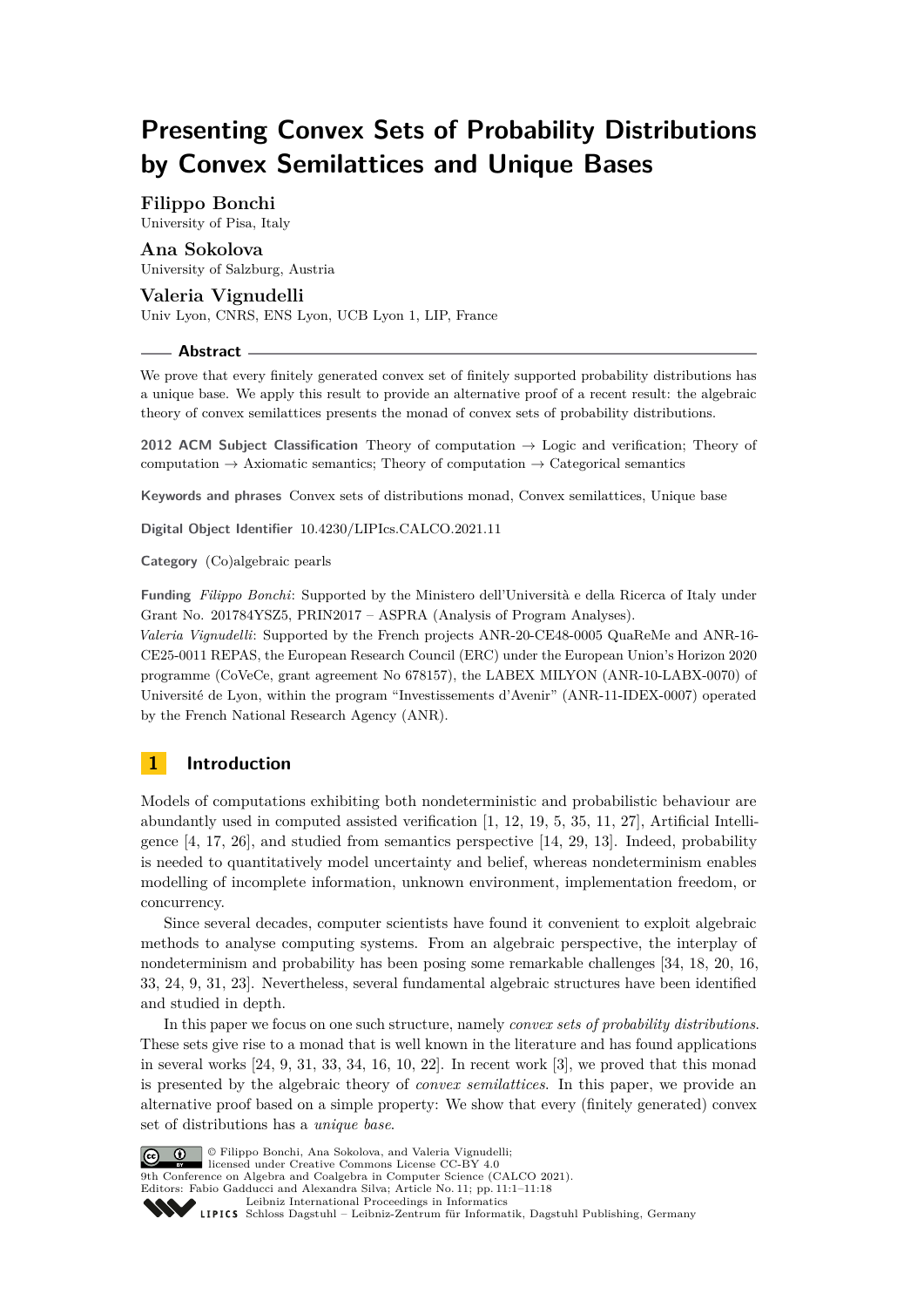# Presenting Convex Sets of Probability Distributions by Convex Semilattices and Unique Bases

**Filippo Bonchi**
University of Pisa, Italy

**Ana Sokolova**
University of Salzburg, Austria

**Valeria Vignudelli**
Univ Lyon, CNRS, ENS Lyon, UCB Lyon 1, LIP, France

## Abstract

We prove that every finitely generated convex set of finitely supported probability distributions has a unique base. We apply this result to provide an alternative proof of a recent result: the algebraic theory of convex semilattices presents the monad of convex sets of probability distributions.

**2012 ACM Subject Classification** Theory of computation → Logic and verification; Theory of computation → Axiomatic semantics; Theory of computation → Categorical semantics

**Keywords and phrases** Convex sets of distributions monad, Convex semilattices, Unique base

**Digital Object Identifier** 10.4230/LIPIcs.CALCO.2021.11

**Category** (Co)algebraic pearls

**Funding** *Filippo Bonchi*: Supported by the Ministero dell'Università e della Ricerca of Italy under Grant No. 201784YSZ5, PRIN2017 – ASPRA (Analysis of Program Analyses).
*Valeria Vignudelli*: Supported by the French projects ANR-20-CE48-0005 QuaReMe and ANR-16-CE25-0011 REPAS, the European Research Council (ERC) under the European Union's Horizon 2020 programme (CoVeCe, grant agreement No 678157), the LABEX MILYON (ANR-10-LABX-0070) of Université de Lyon, within the program "Investissements d'Avenir" (ANR-11-IDEX-0007) operated by the French National Research Agency (ANR).

## 1 Introduction

Models of computations exhibiting both nondeterministic and probabilistic behaviour are abundantly used in computed assisted verification [1, 12, 19, 5, 35, 11, 27], Artificial Intelligence [4, 17, 26], and studied from semantics perspective [14, 29, 13]. Indeed, probability is needed to quantitatively model uncertainty and belief, whereas nondeterminism enables modelling of incomplete information, unknown environment, implementation freedom, or concurrency.

Since several decades, computer scientists have found it convenient to exploit algebraic methods to analyse computing systems. From an algebraic perspective, the interplay of nondeterminism and probability has been posing some remarkable challenges [34, 18, 20, 16, 33, 24, 9, 31, 23]. Nevertheless, several fundamental algebraic structures have been identified and studied in depth.

In this paper we focus on one such structure, namely *convex sets of probability distributions*. These sets give rise to a monad that is well known in the literature and has found applications in several works [24, 9, 31, 33, 34, 16, 10, 22]. In recent work [3], we proved that this monad is presented by the algebraic theory of *convex semilattices*. In this paper, we provide an alternative proof based on a simple property: We show that every (finitely generated) convex set of distributions has a *unique base*.

© Filippo Bonchi, Ana Sokolova, and Valeria Vignudelli;
licensed under Creative Commons License CC-BY 4.0
9th Conference on Algebra and Coalgebra in Computer Science (CALCO 2021).
Editors: Fabio Gadducci and Alexandra Silva; Article No. 11; pp. 11:1–11:18
Leibniz International Proceedings in Informatics
Schloss Dagstuhl – Leibniz-Zentrum für Informatik, Dagstuhl Publishing, Germany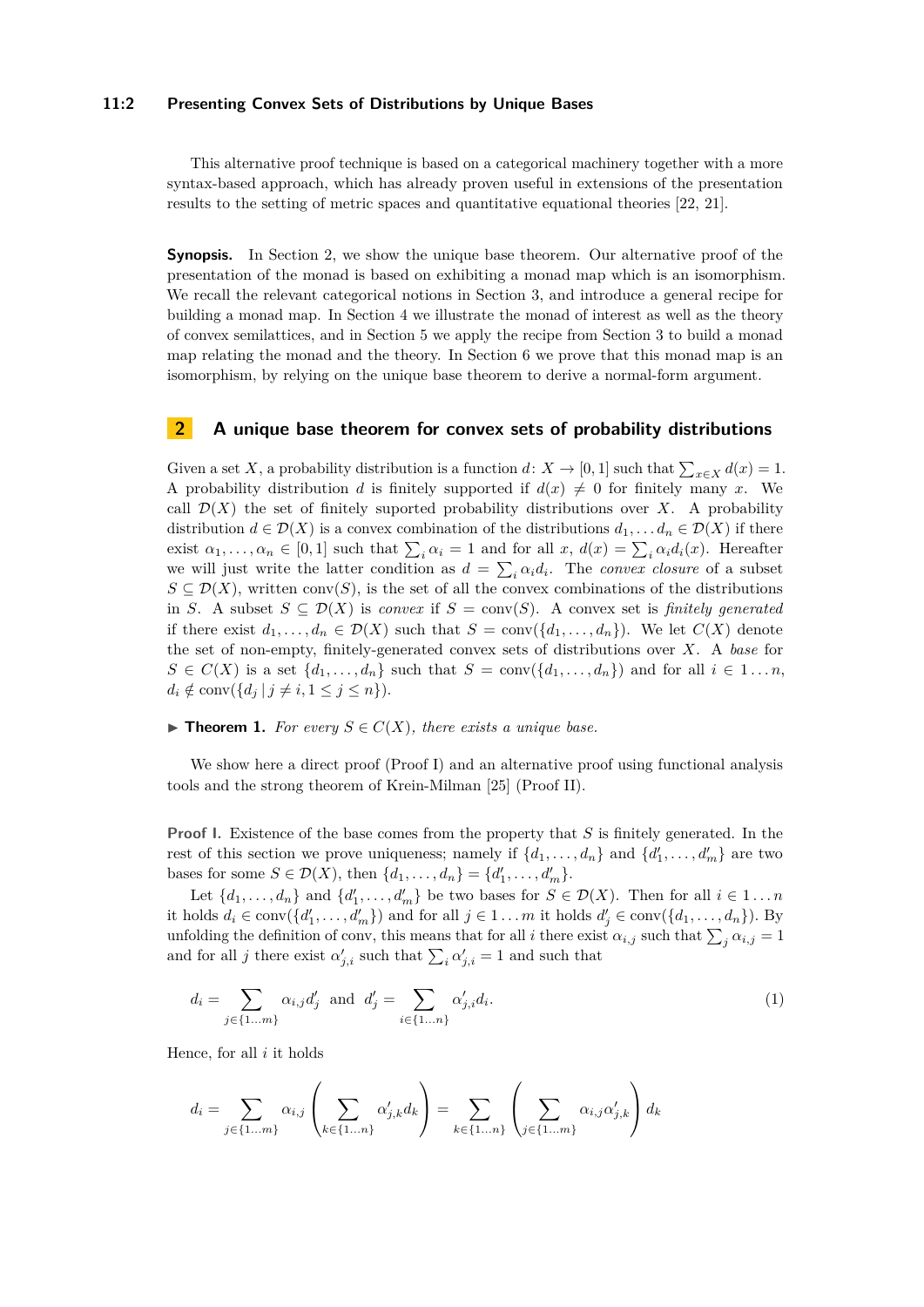This alternative proof technique is based on a categorical machinery together with a more syntax-based approach, which has already proven useful in extensions of the presentation results to the setting of metric spaces and quantitative equational theories [22, 21].

**Synopsis.** In Section 2, we show the unique base theorem. Our alternative proof of the presentation of the monad is based on exhibiting a monad map which is an isomorphism. We recall the relevant categorical notions in Section 3, and introduce a general recipe for building a monad map. In Section 4 we illustrate the monad of interest as well as the theory of convex semilattices, and in Section 5 we apply the recipe from Section 3 to build a monad map relating the monad and the theory. In Section 6 we prove that this monad map is an isomorphism, by relying on the unique base theorem to derive a normal-form argument.

## 2 A unique base theorem for convex sets of probability distributions

Given a set $X$, a probability distribution is a function $d\colon X \to [0,1]$ such that $\sum_{x\in X} d(x) = 1$. A probability distribution $d$ is finitely supported if $d(x) \neq 0$ for finitely many $x$. We call $\mathcal{D}(X)$ the set of finitely suported probability distributions over $X$. A probability distribution $d \in \mathcal{D}(X)$ is a convex combination of the distributions $d_1, \ldots d_n \in \mathcal{D}(X)$ if there exist $\alpha_1, \ldots, \alpha_n \in [0,1]$ such that $\sum_i \alpha_i = 1$ and for all $x$, $d(x) = \sum_i \alpha_i d_i(x)$. Hereafter we will just write the latter condition as $d = \sum_i \alpha_i d_i$. The *convex closure* of a subset $S \subseteq \mathcal{D}(X)$, written $\mathrm{conv}(S)$, is the set of all the convex combinations of the distributions in $S$. A subset $S \subseteq \mathcal{D}(X)$ is *convex* if $S = \mathrm{conv}(S)$. A convex set is *finitely generated* if there exist $d_1, \ldots, d_n \in \mathcal{D}(X)$ such that $S = \mathrm{conv}(\{d_1, \ldots, d_n\})$. We let $C(X)$ denote the set of non-empty, finitely-generated convex sets of distributions over $X$. A *base* for $S \in C(X)$ is a set $\{d_1, \ldots, d_n\}$ such that $S = \mathrm{conv}(\{d_1, \ldots, d_n\})$ and for all $i \in 1 \ldots n$, $d_i \notin \mathrm{conv}(\{d_j \mid j \neq i, 1 \leq j \leq n\})$.

▶ **Theorem 1.** *For every $S \in C(X)$, there exists a unique base.*

We show here a direct proof (Proof I) and an alternative proof using functional analysis tools and the strong theorem of Krein-Milman [25] (Proof II).

**Proof I.** Existence of the base comes from the property that $S$ is finitely generated. In the rest of this section we prove uniqueness; namely if $\{d_1, \ldots, d_n\}$ and $\{d'_1, \ldots, d'_m\}$ are two bases for some $S \in \mathcal{D}(X)$, then $\{d_1, \ldots, d_n\} = \{d'_1, \ldots, d'_m\}$.

Let $\{d_1, \ldots, d_n\}$ and $\{d'_1, \ldots, d'_m\}$ be two bases for $S \in \mathcal{D}(X)$. Then for all $i \in 1 \ldots n$ it holds $d_i \in \mathrm{conv}(\{d'_1, \ldots, d'_m\})$ and for all $j \in 1 \ldots m$ it holds $d'_j \in \mathrm{conv}(\{d_1, \ldots, d_n\})$. By unfolding the definition of conv, this means that for all $i$ there exist $\alpha_{i,j}$ such that $\sum_j \alpha_{i,j} = 1$ and for all $j$ there exist $\alpha'_{j,i}$ such that $\sum_i \alpha'_{j,i} = 1$ and such that

$$d_i = \sum_{j\in\{1\ldots m\}} \alpha_{i,j} d'_j \;\text{ and }\; d'_j = \sum_{i\in\{1\ldots n\}} \alpha'_{j,i} d_i. \tag{1}$$

Hence, for all $i$ it holds

$$d_i = \sum_{j\in\{1\ldots m\}} \alpha_{i,j} \left( \sum_{k\in\{1\ldots n\}} \alpha'_{j,k} d_k \right) = \sum_{k\in\{1\ldots n\}} \left( \sum_{j\in\{1\ldots m\}} \alpha_{i,j}\alpha'_{j,k} \right) d_k$$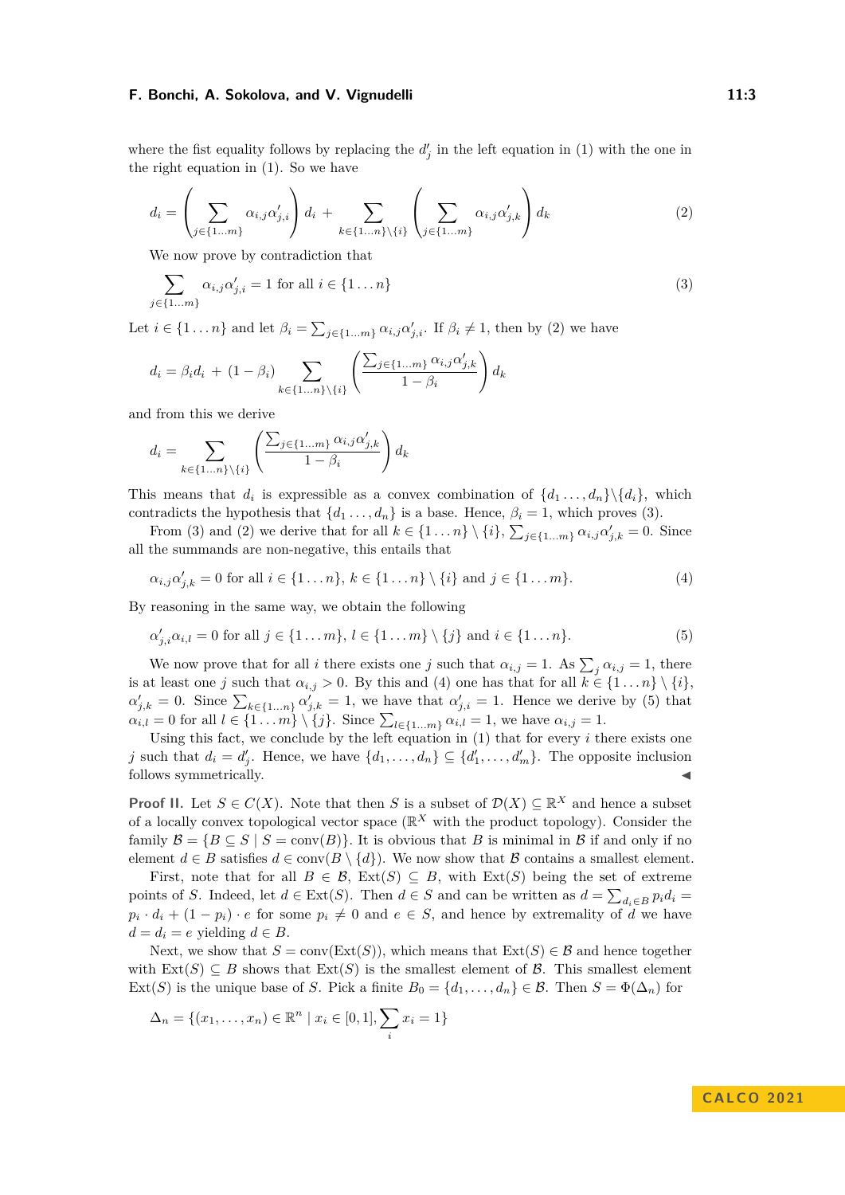where the fist equality follows by replacing the $d'_j$ in the left equation in (1) with the one in the right equation in (1). So we have

$$d_i = \left( \sum_{j\in\{1\ldots m\}} \alpha_{i,j}\alpha'_{j,i} \right) d_i \;+ \sum_{k\in\{1\ldots n\}\setminus\{i\}} \left( \sum_{j\in\{1\ldots m\}} \alpha_{i,j}\alpha'_{j,k} \right) d_k \tag{2}$$

We now prove by contradiction that

$$\sum_{j\in\{1\ldots m\}} \alpha_{i,j}\alpha'_{j,i} = 1 \text{ for all } i \in \{1\ldots n\} \tag{3}$$

Let $i \in \{1\ldots n\}$ and let $\beta_i = \sum_{j\in\{1\ldots m\}} \alpha_{i,j}\alpha'_{j,i}$. If $\beta_i \neq 1$, then by (2) we have

$$d_i = \beta_i d_i \;+\; (1-\beta_i) \sum_{k\in\{1\ldots n\}\setminus\{i\}} \left( \frac{\sum_{j\in\{1\ldots m\}} \alpha_{i,j}\alpha'_{j,k}}{1-\beta_i} \right) d_k$$

and from this we derive

$$d_i = \sum_{k\in\{1\ldots n\}\setminus\{i\}} \left( \frac{\sum_{j\in\{1\ldots m\}} \alpha_{i,j}\alpha'_{j,k}}{1-\beta_i} \right) d_k$$

This means that $d_i$ is expressible as a convex combination of $\{d_1\ldots,d_n\}\setminus\{d_i\}$, which contradicts the hypothesis that $\{d_1\ldots,d_n\}$ is a base. Hence, $\beta_i = 1$, which proves (3).

From (3) and (2) we derive that for all $k \in \{1\ldots n\}\setminus\{i\}$, $\sum_{j\in\{1\ldots m\}} \alpha_{i,j}\alpha'_{j,k} = 0$. Since all the summands are non-negative, this entails that

$$\alpha_{i,j}\alpha'_{j,k} = 0 \text{ for all } i \in \{1\ldots n\},\, k \in \{1\ldots n\}\setminus\{i\} \text{ and } j \in \{1\ldots m\}. \tag{4}$$

By reasoning in the same way, we obtain the following

$$\alpha'_{j,i}\alpha_{i,l} = 0 \text{ for all } j \in \{1\ldots m\},\, l \in \{1\ldots m\}\setminus\{j\} \text{ and } i \in \{1\ldots n\}. \tag{5}$$

We now prove that for all $i$ there exists one $j$ such that $\alpha_{i,j} = 1$. As $\sum_j \alpha_{i,j} = 1$, there is at least one $j$ such that $\alpha_{i,j} > 0$. By this and (4) one has that for all $k \in \{1\ldots n\}\setminus\{i\}$, $\alpha'_{j,k} = 0$. Since $\sum_{k\in\{1\ldots n\}} \alpha'_{j,k} = 1$, we have that $\alpha'_{j,i} = 1$. Hence we derive by (5) that $\alpha_{i,l} = 0$ for all $l \in \{1\ldots m\}\setminus\{j\}$. Since $\sum_{l\in\{1\ldots m\}} \alpha_{i,l} = 1$, we have $\alpha_{i,j} = 1$.

Using this fact, we conclude by the left equation in (1) that for every $i$ there exists one $j$ such that $d_i = d'_j$. Hence, we have $\{d_1,\ldots,d_n\} \subseteq \{d'_1,\ldots,d'_m\}$. The opposite inclusion follows symmetrically. ◀

**Proof II.** Let $S \in C(X)$. Note that then $S$ is a subset of $\mathcal{D}(X) \subseteq \mathbb{R}^X$ and hence a subset of a locally convex topological vector space ($\mathbb{R}^X$ with the product topology). Consider the family $\mathcal{B} = \{B \subseteq S \mid S = \operatorname{conv}(B)\}$. It is obvious that $B$ is minimal in $\mathcal{B}$ if and only if no element $d \in B$ satisfies $d \in \operatorname{conv}(B\setminus\{d\})$. We now show that $\mathcal{B}$ contains a smallest element.

First, note that for all $B \in \mathcal{B}$, $\operatorname{Ext}(S) \subseteq B$, with $\operatorname{Ext}(S)$ being the set of extreme points of $S$. Indeed, let $d \in \operatorname{Ext}(S)$. Then $d \in S$ and can be written as $d = \sum_{d_i\in B} p_i d_i = p_i \cdot d_i + (1-p_i)\cdot e$ for some $p_i \neq 0$ and $e \in S$, and hence by extremality of $d$ we have $d = d_i = e$ yielding $d \in B$.

Next, we show that $S = \operatorname{conv}(\operatorname{Ext}(S))$, which means that $\operatorname{Ext}(S) \in \mathcal{B}$ and hence together with $\operatorname{Ext}(S) \subseteq B$ shows that $\operatorname{Ext}(S)$ is the smallest element of $\mathcal{B}$. This smallest element $\operatorname{Ext}(S)$ is the unique base of $S$. Pick a finite $B_0 = \{d_1,\ldots,d_n\} \in \mathcal{B}$. Then $S = \Phi(\Delta_n)$ for

$$\Delta_n = \{(x_1,\ldots,x_n) \in \mathbb{R}^n \mid x_i \in [0,1], \sum_i x_i = 1\}$$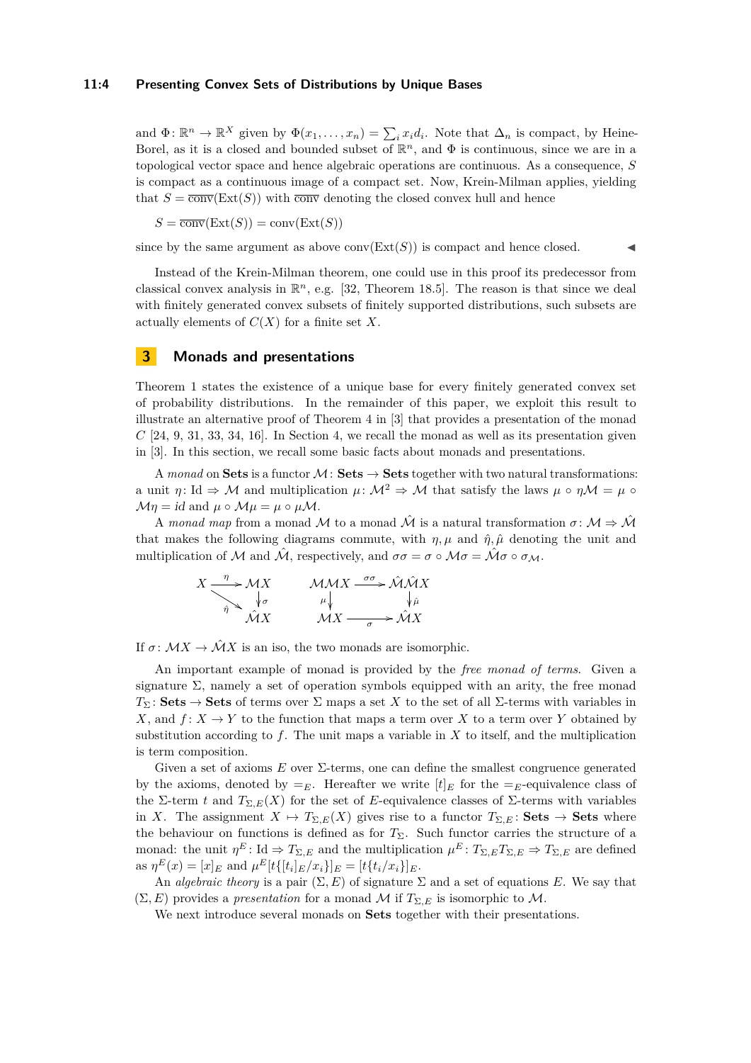and $\Phi\colon \mathbb{R}^n \to \mathbb{R}^X$ given by $\Phi(x_1,\ldots,x_n) = \sum_i x_i d_i$. Note that $\Delta_n$ is compact, by Heine-Borel, as it is a closed and bounded subset of $\mathbb{R}^n$, and $\Phi$ is continuous, since we are in a topological vector space and hence algebraic operations are continuous. As a consequence, $S$ is compact as a continuous image of a compact set. Now, Krein-Milman applies, yielding that $S = \overline{\text{conv}}(\text{Ext}(S))$ with $\overline{\text{conv}}$ denoting the closed convex hull and hence

$$S = \overline{\text{conv}}(\text{Ext}(S)) = \text{conv}(\text{Ext}(S))$$

since by the same argument as above $\text{conv}(\text{Ext}(S))$ is compact and hence closed. ◀

Instead of the Krein-Milman theorem, one could use in this proof its predecessor from classical convex analysis in $\mathbb{R}^n$, e.g. [32, Theorem 18.5]. The reason is that since we deal with finitely generated convex subsets of finitely supported distributions, such subsets are actually elements of $C(X)$ for a finite set $X$.

## 3 Monads and presentations

Theorem 1 states the existence of a unique base for every finitely generated convex set of probability distributions. In the remainder of this paper, we exploit this result to illustrate an alternative proof of Theorem 4 in [3] that provides a presentation of the monad $C$ [24, 9, 31, 33, 34, 16]. In Section 4, we recall the monad as well as its presentation given in [3]. In this section, we recall some basic facts about monads and presentations.

A *monad* on **Sets** is a functor $\mathcal{M}\colon \textbf{Sets} \to \textbf{Sets}$ together with two natural transformations: a unit $\eta\colon \text{Id} \Rightarrow \mathcal{M}$ and multiplication $\mu\colon \mathcal{M}^2 \Rightarrow \mathcal{M}$ that satisfy the laws $\mu \circ \eta\mathcal{M} = \mu \circ \mathcal{M}\eta = id$ and $\mu \circ \mathcal{M}\mu = \mu \circ \mu\mathcal{M}$.

A *monad map* from a monad $\mathcal{M}$ to a monad $\hat{\mathcal{M}}$ is a natural transformation $\sigma\colon \mathcal{M} \Rightarrow \hat{\mathcal{M}}$ that makes the following diagrams commute, with $\eta, \mu$ and $\hat{\eta}, \hat{\mu}$ denoting the unit and multiplication of $\mathcal{M}$ and $\hat{\mathcal{M}}$, respectively, and $\sigma\sigma = \sigma \circ \mathcal{M}\sigma = \hat{\mathcal{M}}\sigma \circ \sigma_{\mathcal{M}}$.

$$\begin{array}{ccc} X & \xrightarrow{\eta} & \mathcal{M}X \\ & \searrow^{\hat{\eta}} & \downarrow{\sigma} \\ & & \hat{\mathcal{M}}X \end{array} \qquad \begin{array}{ccc} \mathcal{M}\mathcal{M}X & \xrightarrow{\sigma\sigma} & \hat{\mathcal{M}}\hat{\mathcal{M}}X \\ \mu\downarrow & & \downarrow\hat{\mu} \\ \mathcal{M}X & \xrightarrow{\sigma} & \hat{\mathcal{M}}X \end{array}$$

If $\sigma\colon \mathcal{M}X \to \hat{\mathcal{M}}X$ is an iso, the two monads are isomorphic.

An important example of monad is provided by the *free monad of terms*. Given a signature $\Sigma$, namely a set of operation symbols equipped with an arity, the free monad $T_\Sigma\colon \textbf{Sets} \to \textbf{Sets}$ of terms over $\Sigma$ maps a set $X$ to the set of all $\Sigma$-terms with variables in $X$, and $f\colon X \to Y$ to the function that maps a term over $X$ to a term over $Y$ obtained by substitution according to $f$. The unit maps a variable in $X$ to itself, and the multiplication is term composition.

Given a set of axioms $E$ over $\Sigma$-terms, one can define the smallest congruence generated by the axioms, denoted by $=_E$. Hereafter we write $[t]_E$ for the $=_E$-equivalence class of the $\Sigma$-term $t$ and $T_{\Sigma,E}(X)$ for the set of $E$-equivalence classes of $\Sigma$-terms with variables in $X$. The assignment $X \mapsto T_{\Sigma,E}(X)$ gives rise to a functor $T_{\Sigma,E}\colon \textbf{Sets} \to \textbf{Sets}$ where the behaviour on functions is defined as for $T_\Sigma$. Such functor carries the structure of a monad: the unit $\eta^E\colon \text{Id} \Rightarrow T_{\Sigma,E}$ and the multiplication $\mu^E\colon T_{\Sigma,E}T_{\Sigma,E} \Rightarrow T_{\Sigma,E}$ are defined as $\eta^E(x) = [x]_E$ and $\mu^E[t\{[t_i]_E/x_i\}]_E = [t\{t_i/x_i\}]_E$.

An *algebraic theory* is a pair $(\Sigma, E)$ of signature $\Sigma$ and a set of equations $E$. We say that $(\Sigma, E)$ provides a *presentation* for a monad $\mathcal{M}$ if $T_{\Sigma,E}$ is isomorphic to $\mathcal{M}$.

We next introduce several monads on **Sets** together with their presentations.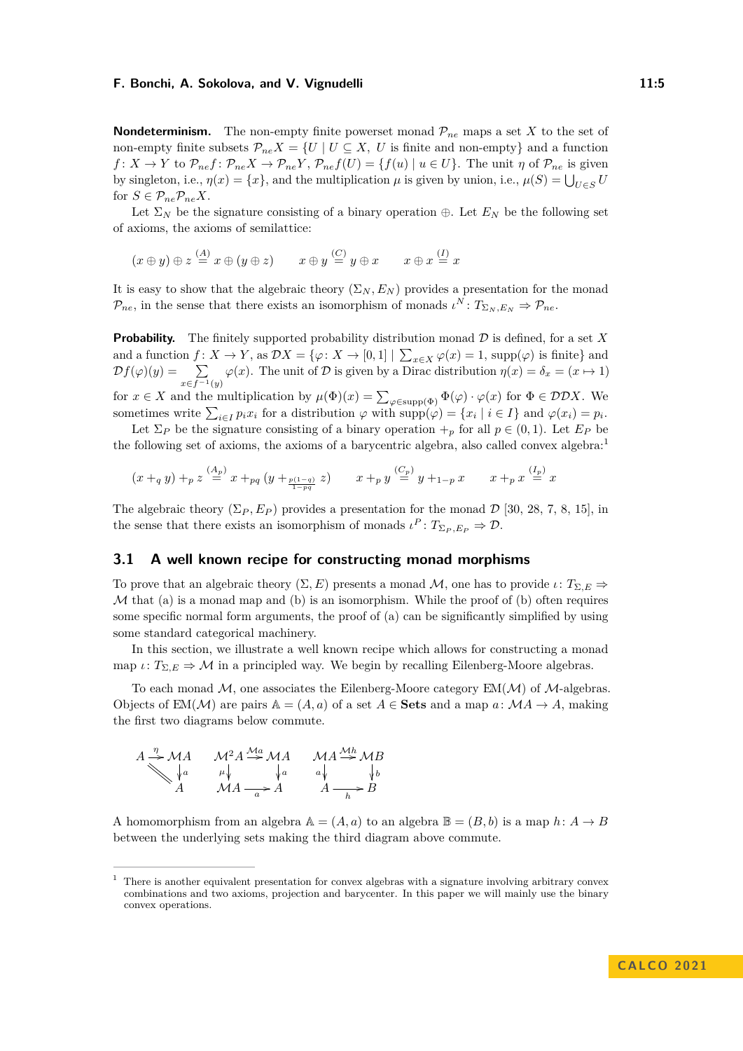**Nondeterminism.** The non-empty finite powerset monad $\mathcal{P}_{ne}$ maps a set $X$ to the set of non-empty finite subsets $\mathcal{P}_{ne}X = \{U \mid U \subseteq X,\ U \text{ is finite and non-empty}\}$ and a function $f\colon X \to Y$ to $\mathcal{P}_{ne}f\colon \mathcal{P}_{ne}X \to \mathcal{P}_{ne}Y$, $\mathcal{P}_{ne}f(U) = \{f(u) \mid u \in U\}$. The unit $\eta$ of $\mathcal{P}_{ne}$ is given by singleton, i.e., $\eta(x) = \{x\}$, and the multiplication $\mu$ is given by union, i.e., $\mu(S) = \bigcup_{U \in S} U$ for $S \in \mathcal{P}_{ne}\mathcal{P}_{ne}X$.

Let $\Sigma_N$ be the signature consisting of a binary operation $\oplus$. Let $E_N$ be the following set of axioms, the axioms of semilattice:

$$(x \oplus y) \oplus z \stackrel{(A)}{=} x \oplus (y \oplus z) \qquad x \oplus y \stackrel{(C)}{=} y \oplus x \qquad x \oplus x \stackrel{(I)}{=} x$$

It is easy to show that the algebraic theory $(\Sigma_N, E_N)$ provides a presentation for the monad $\mathcal{P}_{ne}$, in the sense that there exists an isomorphism of monads $\iota^N\colon T_{\Sigma_N,E_N} \Rightarrow \mathcal{P}_{ne}$.

**Probability.** The finitely supported probability distribution monad $\mathcal{D}$ is defined, for a set $X$ and a function $f\colon X \to Y$, as $\mathcal{D}X = \{\varphi\colon X \to [0,1] \mid \sum_{x\in X} \varphi(x) = 1,\ \mathrm{supp}(\varphi) \text{ is finite}\}$ and $\mathcal{D}f(\varphi)(y) = \sum_{x \in f^{-1}(y)} \varphi(x)$. The unit of $\mathcal{D}$ is given by a Dirac distribution $\eta(x) = \delta_x = (x \mapsto 1)$ for $x \in X$ and the multiplication by $\mu(\Phi)(x) = \sum_{\varphi \in \mathrm{supp}(\Phi)} \Phi(\varphi)\cdot\varphi(x)$ for $\Phi \in \mathcal{D}\mathcal{D}X$. We sometimes write $\sum_{i\in I} p_i x_i$ for a distribution $\varphi$ with $\mathrm{supp}(\varphi) = \{x_i \mid i \in I\}$ and $\varphi(x_i) = p_i$.

Let $\Sigma_P$ be the signature consisting of a binary operation $+_p$ for all $p \in (0,1)$. Let $E_P$ be the following set of axioms, the axioms of a barycentric algebra, also called convex algebra:[1]

$$(x +_q y) +_p z \stackrel{(A_p)}{=} x +_{pq} (y +_{\frac{p(1-q)}{1-pq}} z) \qquad x +_p y \stackrel{(C_p)}{=} y +_{1-p} x \qquad x +_p x \stackrel{(I_p)}{=} x$$

The algebraic theory $(\Sigma_P, E_P)$ provides a presentation for the monad $\mathcal{D}$ [30, 28, 7, 8, 15], in the sense that there exists an isomorphism of monads $\iota^P\colon T_{\Sigma_P,E_P} \Rightarrow \mathcal{D}$.

## 3.1 A well known recipe for constructing monad morphisms

To prove that an algebraic theory $(\Sigma, E)$ presents a monad $\mathcal{M}$, one has to provide $\iota\colon T_{\Sigma,E} \Rightarrow \mathcal{M}$ that (a) is a monad map and (b) is an isomorphism. While the proof of (b) often requires some specific normal form arguments, the proof of (a) can be significantly simplified by using some standard categorical machinery.

In this section, we illustrate a well known recipe which allows for constructing a monad map $\iota\colon T_{\Sigma,E} \Rightarrow \mathcal{M}$ in a principled way. We begin by recalling Eilenberg-Moore algebras.

To each monad $\mathcal{M}$, one associates the Eilenberg-Moore category $\mathrm{EM}(\mathcal{M})$ of $\mathcal{M}$-algebras. Objects of $\mathrm{EM}(\mathcal{M})$ are pairs $\mathbb{A} = (A, a)$ of a set $A \in \mathbf{Sets}$ and a map $a\colon \mathcal{M}A \to A$, making the first two diagrams below commute.

$$\begin{array}{ccc}
A \xrightarrow{\eta} \mathcal{M}A & \quad \mathcal{M}^2A \xrightarrow{\mathcal{M}a} \mathcal{M}A & \quad \mathcal{M}A \xrightarrow{\mathcal{M}h} \mathcal{M}B \\
\quad \searrow^{\mathrm{id}} \ \ \downarrow a & \quad \mu\downarrow \qquad\qquad \downarrow a & \quad a\downarrow \qquad\qquad \downarrow b \\
\qquad\quad A & \quad \mathcal{M}A \xrightarrow[a]{} A & \quad A \xrightarrow[h]{} B
\end{array}$$

A homomorphism from an algebra $\mathbb{A} = (A, a)$ to an algebra $\mathbb{B} = (B, b)$ is a map $h\colon A \to B$ between the underlying sets making the third diagram above commute.

---

[1] There is another equivalent presentation for convex algebras with a signature involving arbitrary convex combinations and two axioms, projection and barycenter. In this paper we will mainly use the binary convex operations.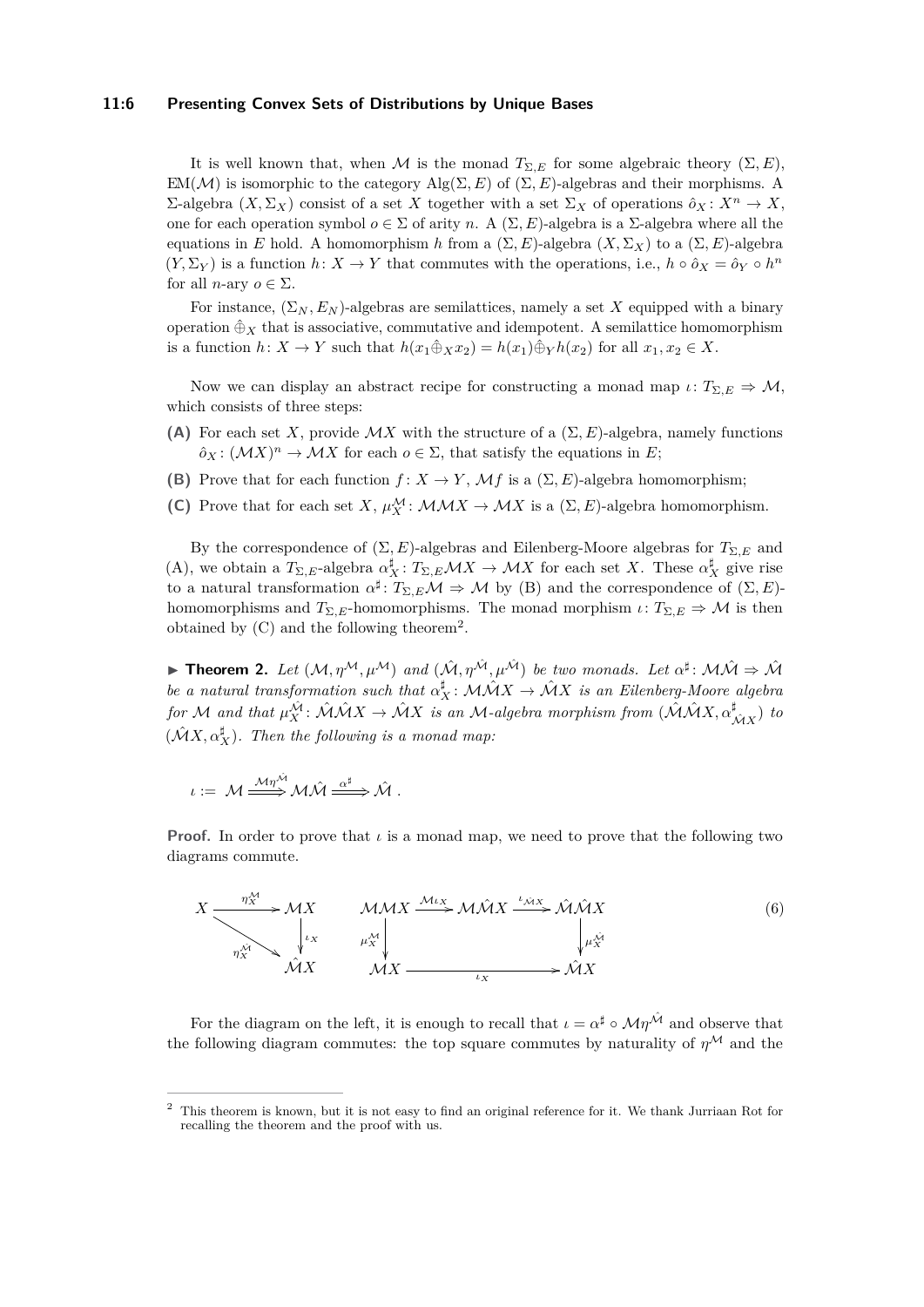It is well known that, when $\mathcal{M}$ is the monad $T_{\Sigma,E}$ for some algebraic theory $(\Sigma, E)$, $\mathrm{EM}(\mathcal{M})$ is isomorphic to the category $\mathrm{Alg}(\Sigma, E)$ of $(\Sigma, E)$-algebras and their morphisms. A $\Sigma$-algebra $(X, \Sigma_X)$ consist of a set $X$ together with a set $\Sigma_X$ of operations $\hat{o}_X : X^n \to X$, one for each operation symbol $o \in \Sigma$ of arity $n$. A $(\Sigma, E)$-algebra is a $\Sigma$-algebra where all the equations in $E$ hold. A homomorphism $h$ from a $(\Sigma, E)$-algebra $(X, \Sigma_X)$ to a $(\Sigma, E)$-algebra $(Y, \Sigma_Y)$ is a function $h : X \to Y$ that commutes with the operations, i.e., $h \circ \hat{o}_X = \hat{o}_Y \circ h^n$ for all $n$-ary $o \in \Sigma$.

For instance, $(\Sigma_N, E_N)$-algebras are semilattices, namely a set $X$ equipped with a binary operation $\hat{\oplus}_X$ that is associative, commutative and idempotent. A semilattice homomorphism is a function $h : X \to Y$ such that $h(x_1 \hat{\oplus}_X x_2) = h(x_1) \hat{\oplus}_Y h(x_2)$ for all $x_1, x_2 \in X$.

Now we can display an abstract recipe for constructing a monad map $\iota : T_{\Sigma,E} \Rightarrow \mathcal{M}$, which consists of three steps:

**(A)** For each set $X$, provide $\mathcal{M}X$ with the structure of a $(\Sigma, E)$-algebra, namely functions $\hat{o}_X : (\mathcal{M}X)^n \to \mathcal{M}X$ for each $o \in \Sigma$, that satisfy the equations in $E$;

**(B)** Prove that for each function $f : X \to Y$, $\mathcal{M}f$ is a $(\Sigma, E)$-algebra homomorphism;

**(C)** Prove that for each set $X$, $\mu^{\mathcal{M}}_X : \mathcal{M}\mathcal{M}X \to \mathcal{M}X$ is a $(\Sigma, E)$-algebra homomorphism.

By the correspondence of $(\Sigma, E)$-algebras and Eilenberg-Moore algebras for $T_{\Sigma,E}$ and (A), we obtain a $T_{\Sigma,E}$-algebra $\alpha^\sharp_X : T_{\Sigma,E}\mathcal{M}X \to \mathcal{M}X$ for each set $X$. These $\alpha^\sharp_X$ give rise to a natural transformation $\alpha^\sharp : T_{\Sigma,E}\mathcal{M} \Rightarrow \mathcal{M}$ by (B) and the correspondence of $(\Sigma, E)$-homomorphisms and $T_{\Sigma,E}$-homomorphisms. The monad morphism $\iota : T_{\Sigma,E} \Rightarrow \mathcal{M}$ is then obtained by (C) and the following theorem[2].

**Theorem 2.** *Let $(\mathcal{M}, \eta^{\mathcal{M}}, \mu^{\mathcal{M}})$ and $(\hat{\mathcal{M}}, \eta^{\hat{\mathcal{M}}}, \mu^{\hat{\mathcal{M}}})$ be two monads. Let $\alpha^\sharp : \mathcal{M}\hat{\mathcal{M}} \Rightarrow \hat{\mathcal{M}}$ be a natural transformation such that $\alpha^\sharp_X : \mathcal{M}\hat{\mathcal{M}}X \to \hat{\mathcal{M}}X$ is an Eilenberg-Moore algebra for $\mathcal{M}$ and that $\mu^{\hat{\mathcal{M}}}_X : \hat{\mathcal{M}}\hat{\mathcal{M}}X \to \hat{\mathcal{M}}X$ is an $\mathcal{M}$-algebra morphism from $(\hat{\mathcal{M}}\hat{\mathcal{M}}X, \alpha^\sharp_{\hat{\mathcal{M}}X})$ to $(\hat{\mathcal{M}}X, \alpha^\sharp_X)$. Then the following is a monad map:*

$$\iota := \mathcal{M} \xRightarrow{\mathcal{M}\eta^{\hat{\mathcal{M}}}} \mathcal{M}\hat{\mathcal{M}} \xRightarrow{\alpha^\sharp} \hat{\mathcal{M}}\,.$$

**Proof.** In order to prove that $\iota$ is a monad map, we need to prove that the following two diagrams commute.

$$
\begin{array}{ccc}
X & \xrightarrow{\eta^{\mathcal{M}}_X} & \mathcal{M}X \\
& \searrow^{\eta^{\hat{\mathcal{M}}}_X} & \downarrow{\iota_X} \\
& & \hat{\mathcal{M}}X
\end{array}
\qquad
\begin{array}{ccccc}
\mathcal{M}\mathcal{M}X & \xrightarrow{\mathcal{M}\iota_X} & \mathcal{M}\hat{\mathcal{M}}X & \xrightarrow{\iota_{\hat{\mathcal{M}}X}} & \hat{\mathcal{M}}\hat{\mathcal{M}}X \\
\downarrow{\mu^{\mathcal{M}}_X} & & & & \downarrow{\mu^{\hat{\mathcal{M}}}_X} \\
\mathcal{M}X & & \xrightarrow{\iota_X} & & \hat{\mathcal{M}}X
\end{array}
\tag{6}
$$

For the diagram on the left, it is enough to recall that $\iota = \alpha^\sharp \circ \mathcal{M}\eta^{\hat{\mathcal{M}}}$ and observe that the following diagram commutes: the top square commutes by naturality of $\eta^{\mathcal{M}}$ and the

[2] This theorem is known, but it is not easy to find an original reference for it. We thank Jurriaan Rot for recalling the theorem and the proof with us.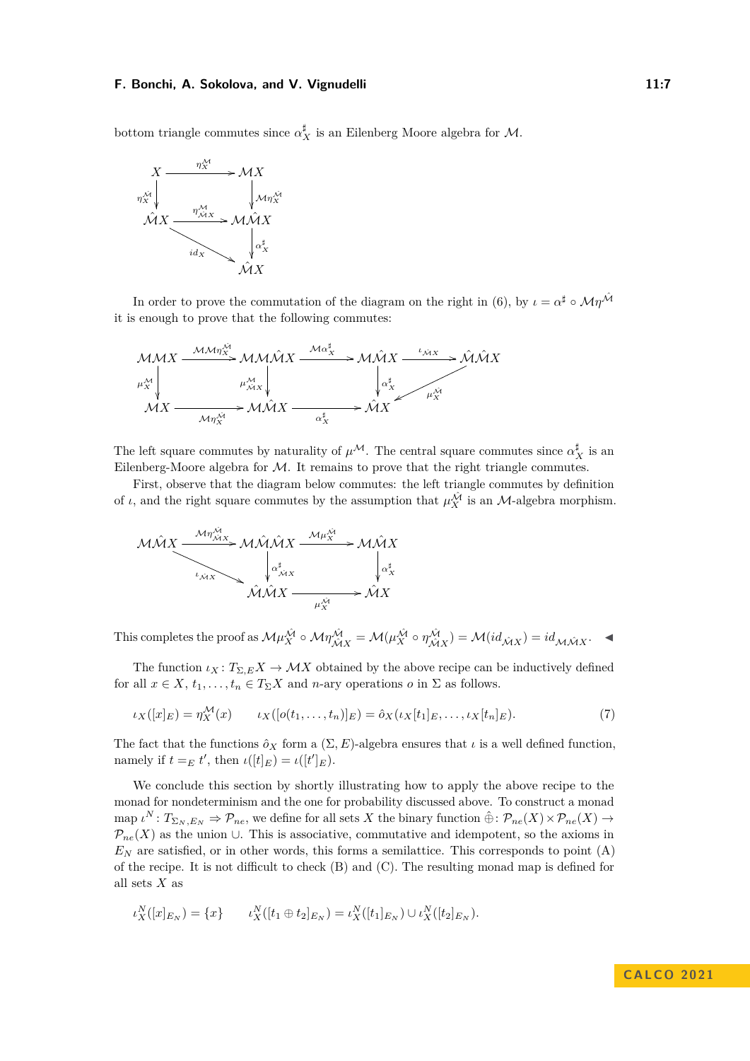bottom triangle commutes since $\alpha^\sharp_X$ is an Eilenberg Moore algebra for $\mathcal{M}$.

$$\begin{array}{ccc} X & \xrightarrow{\eta^{\mathcal{M}}_X} & \mathcal{M}X \\ {\scriptstyle \eta^{\hat{\mathcal{M}}}_X}\downarrow & & \downarrow{\scriptstyle \mathcal{M}\eta^{\hat{\mathcal{M}}}_X} \\ \hat{\mathcal{M}}X & \xrightarrow{\eta^{\mathcal{M}}_{\hat{\mathcal{M}}X}} & \mathcal{M}\hat{\mathcal{M}}X \\ & {\scriptstyle id_X}\searrow & \downarrow{\scriptstyle \alpha^\sharp_X} \\ & & \hat{\mathcal{M}}X \end{array}$$

In order to prove the commutation of the diagram on the right in (6), by $\iota = \alpha^\sharp \circ \mathcal{M}\eta^{\hat{\mathcal{M}}}$ it is enough to prove that the following commutes:

$$\begin{array}{ccccccc} \mathcal{M}\mathcal{M}X & \xrightarrow{\mathcal{M}\mathcal{M}\eta^{\hat{\mathcal{M}}}_X} & \mathcal{M}\mathcal{M}\hat{\mathcal{M}}X & \xrightarrow{\mathcal{M}\alpha^\sharp_X} & \mathcal{M}\hat{\mathcal{M}}X & \xrightarrow{\iota_{\hat{\mathcal{M}}X}} & \hat{\mathcal{M}}\hat{\mathcal{M}}X \\ {\scriptstyle \mu^{\mathcal{M}}_X}\downarrow & & {\scriptstyle \mu^{\mathcal{M}}_{\hat{\mathcal{M}}X}}\downarrow & & \downarrow{\scriptstyle \alpha^\sharp_X} & \swarrow{\scriptstyle \mu^{\hat{\mathcal{M}}}_X} & \\ \mathcal{M}X & \xrightarrow{\mathcal{M}\eta^{\hat{\mathcal{M}}}_X} & \mathcal{M}\hat{\mathcal{M}}X & \xrightarrow{\alpha^\sharp_X} & \hat{\mathcal{M}}X & & \end{array}$$

The left square commutes by naturality of $\mu^{\mathcal{M}}$. The central square commutes since $\alpha^\sharp_X$ is an Eilenberg-Moore algebra for $\mathcal{M}$. It remains to prove that the right triangle commutes.

First, observe that the diagram below commutes: the left triangle commutes by definition of $\iota$, and the right square commutes by the assumption that $\mu^{\hat{\mathcal{M}}}_X$ is an $\mathcal{M}$-algebra morphism.

$$\begin{array}{ccccc} \mathcal{M}\hat{\mathcal{M}}X & \xrightarrow{\mathcal{M}\eta^{\hat{\mathcal{M}}}_{\hat{\mathcal{M}}X}} & \mathcal{M}\hat{\mathcal{M}}\hat{\mathcal{M}}X & \xrightarrow{\mathcal{M}\mu^{\hat{\mathcal{M}}}_X} & \mathcal{M}\hat{\mathcal{M}}X \\ & {\scriptstyle \iota_{\hat{\mathcal{M}}X}}\searrow & \downarrow{\scriptstyle \alpha^\sharp_{\hat{\mathcal{M}}X}} & & \downarrow{\scriptstyle \alpha^\sharp_X} \\ & & \hat{\mathcal{M}}\hat{\mathcal{M}}X & \xrightarrow{\mu^{\hat{\mathcal{M}}}_X} & \hat{\mathcal{M}}X \end{array}$$

This completes the proof as $\mathcal{M}\mu^{\hat{\mathcal{M}}}_X \circ \mathcal{M}\eta^{\hat{\mathcal{M}}}_{\hat{\mathcal{M}}X} = \mathcal{M}(\mu^{\hat{\mathcal{M}}}_X \circ \eta^{\hat{\mathcal{M}}}_{\hat{\mathcal{M}}X}) = \mathcal{M}(id_{\hat{\mathcal{M}}X}) = id_{\mathcal{M}\hat{\mathcal{M}}X}$. ◀

The function $\iota_X : T_{\Sigma,E}X \to \mathcal{M}X$ obtained by the above recipe can be inductively defined for all $x \in X$, $t_1, \ldots, t_n \in T_\Sigma X$ and $n$-ary operations $o$ in $\Sigma$ as follows.

$$\iota_X([x]_E) = \eta^{\mathcal{M}}_X(x) \qquad \iota_X([o(t_1, \ldots, t_n)]_E) = \hat{o}_X(\iota_X[t_1]_E, \ldots, \iota_X[t_n]_E). \tag{7}$$

The fact that the functions $\hat{o}_X$ form a $(\Sigma, E)$-algebra ensures that $\iota$ is a well defined function, namely if $t =_E t'$, then $\iota([t]_E) = \iota([t']_E)$.

We conclude this section by shortly illustrating how to apply the above recipe to the monad for nondeterminism and the one for probability discussed above. To construct a monad map $\iota^N : T_{\Sigma_N,E_N} \Rightarrow \mathcal{P}_{ne}$, we define for all sets $X$ the binary function $\hat{\oplus} : \mathcal{P}_{ne}(X) \times \mathcal{P}_{ne}(X) \to \mathcal{P}_{ne}(X)$ as the union $\cup$. This is associative, commutative and idempotent, so the axioms in $E_N$ are satisfied, or in other words, this forms a semilattice. This corresponds to point (A) of the recipe. It is not difficult to check (B) and (C). The resulting monad map is defined for all sets $X$ as

$$\iota^N_X([x]_{E_N}) = \{x\} \qquad \iota^N_X([t_1 \oplus t_2]_{E_N}) = \iota^N_X([t_1]_{E_N}) \cup \iota^N_X([t_2]_{E_N}).$$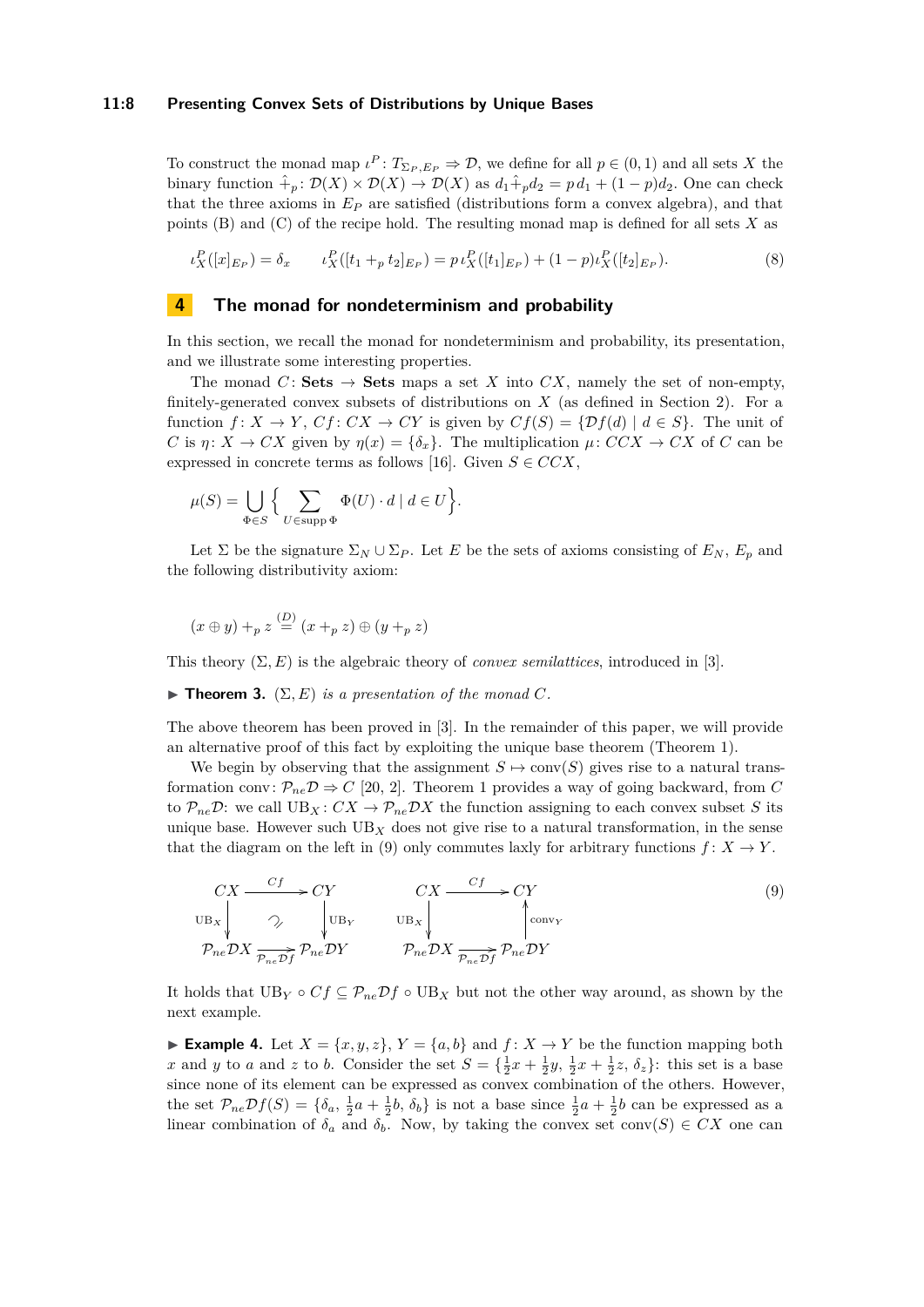To construct the monad map $\iota^P : T_{\Sigma_P, E_P} \Rightarrow \mathcal{D}$, we define for all $p \in (0,1)$ and all sets $X$ the binary function $\hat{+}_p : \mathcal{D}(X) \times \mathcal{D}(X) \to \mathcal{D}(X)$ as $d_1 \hat{+}_p d_2 = p\, d_1 + (1-p) d_2$. One can check that the three axioms in $E_P$ are satisfied (distributions form a convex algebra), and that points (B) and (C) of the recipe hold. The resulting monad map is defined for all sets $X$ as

$$\iota^P_X([x]_{E_P}) = \delta_x \qquad \iota^P_X([t_1 +_p t_2]_{E_P}) = p\, \iota^P_X([t_1]_{E_P}) + (1-p)\iota^P_X([t_2]_{E_P}). \tag{8}$$

## 4 The monad for nondeterminism and probability

In this section, we recall the monad for nondeterminism and probability, its presentation, and we illustrate some interesting properties.

The monad $C$: **Sets** $\to$ **Sets** maps a set $X$ into $CX$, namely the set of non-empty, finitely-generated convex subsets of distributions on $X$ (as defined in Section 2). For a function $f : X \to Y$, $Cf : CX \to CY$ is given by $Cf(S) = \{\mathcal{D}f(d) \mid d \in S\}$. The unit of $C$ is $\eta : X \to CX$ given by $\eta(x) = \{\delta_x\}$. The multiplication $\mu : CCX \to CX$ of $C$ can be expressed in concrete terms as follows [16]. Given $S \in CCX$,

$$\mu(S) = \bigcup_{\Phi \in S} \Big\{ \sum_{U \in \operatorname{supp} \Phi} \Phi(U) \cdot d \mid d \in U \Big\}.$$

Let $\Sigma$ be the signature $\Sigma_N \cup \Sigma_P$. Let $E$ be the sets of axioms consisting of $E_N$, $E_p$ and the following distributivity axiom:

$$(x \oplus y) +_p z \stackrel{(D)}{=} (x +_p z) \oplus (y +_p z)$$

This theory $(\Sigma, E)$ is the algebraic theory of *convex semilattices*, introduced in [3].

▶ **Theorem 3.** *$(\Sigma, E)$ is a presentation of the monad $C$.*

The above theorem has been proved in [3]. In the remainder of this paper, we will provide an alternative proof of this fact by exploiting the unique base theorem (Theorem 1).

We begin by observing that the assignment $S \mapsto \operatorname{conv}(S)$ gives rise to a natural transformation $\operatorname{conv} : \mathcal{P}_{ne}\mathcal{D} \Rightarrow C$ [20, 2]. Theorem 1 provides a way of going backward, from $C$ to $\mathcal{P}_{ne}\mathcal{D}$: we call $\mathrm{UB}_X : CX \to \mathcal{P}_{ne}\mathcal{D}X$ the function assigning to each convex subset $S$ its unique base. However such $\mathrm{UB}_X$ does not give rise to a natural transformation, in the sense that the diagram on the left in (9) only commutes laxly for arbitrary functions $f : X \to Y$.

$$\begin{array}{ccc} CX & \xrightarrow{Cf} & CY \\ {\scriptstyle \mathrm{UB}_X}\downarrow & \supseteq & \downarrow{\scriptstyle \mathrm{UB}_Y} \\ \mathcal{P}_{ne}\mathcal{D}X & \xrightarrow[\mathcal{P}_{ne}\mathcal{D}f]{} & \mathcal{P}_{ne}\mathcal{D}Y \end{array} \qquad \begin{array}{ccc} CX & \xrightarrow{Cf} & CY \\ {\scriptstyle \mathrm{UB}_X}\downarrow & & \uparrow{\scriptstyle \mathrm{conv}_Y} \\ \mathcal{P}_{ne}\mathcal{D}X & \xrightarrow[\mathcal{P}_{ne}\mathcal{D}f]{} & \mathcal{P}_{ne}\mathcal{D}Y \end{array} \tag{9}$$

It holds that $\mathrm{UB}_Y \circ Cf \subseteq \mathcal{P}_{ne}\mathcal{D}f \circ \mathrm{UB}_X$ but not the other way around, as shown by the next example.

▶ **Example 4.** Let $X = \{x, y, z\}$, $Y = \{a, b\}$ and $f : X \to Y$ be the function mapping both $x$ and $y$ to $a$ and $z$ to $b$. Consider the set $S = \{\frac{1}{2}x + \frac{1}{2}y,\ \frac{1}{2}x + \frac{1}{2}z,\ \delta_z\}$: this set is a base since none of its element can be expressed as convex combination of the others. However, the set $\mathcal{P}_{ne}\mathcal{D}f(S) = \{\delta_a,\ \frac{1}{2}a + \frac{1}{2}b,\ \delta_b\}$ is not a base since $\frac{1}{2}a + \frac{1}{2}b$ can be expressed as a linear combination of $\delta_a$ and $\delta_b$. Now, by taking the convex set $\operatorname{conv}(S) \in CX$ one can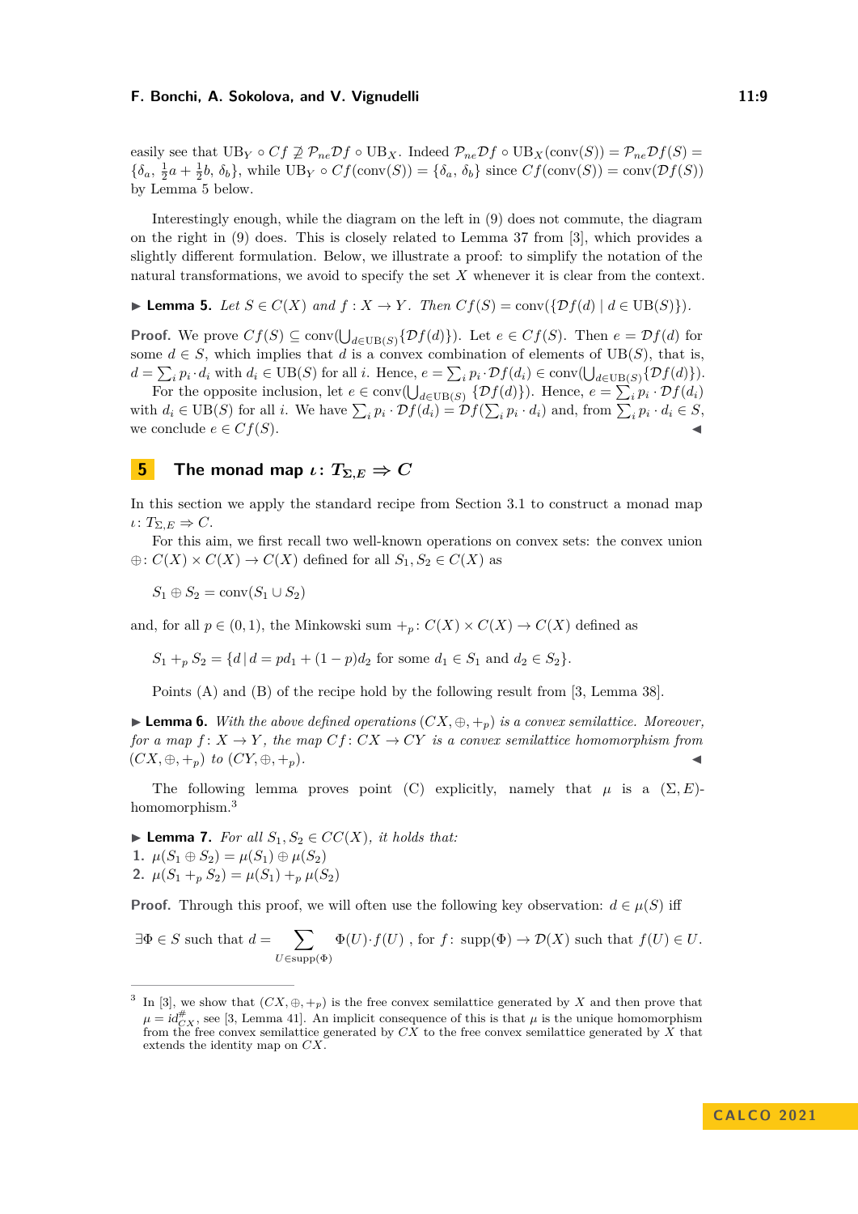easily see that $\mathrm{UB}_Y \circ Cf \not\supseteq \mathcal{P}_{ne}\mathcal{D}f \circ \mathrm{UB}_X$. Indeed $\mathcal{P}_{ne}\mathcal{D}f \circ \mathrm{UB}_X(\mathrm{conv}(S)) = \mathcal{P}_{ne}\mathcal{D}f(S) = \{\delta_a, \frac{1}{2}a + \frac{1}{2}b, \delta_b\}$, while $\mathrm{UB}_Y \circ Cf(\mathrm{conv}(S)) = \{\delta_a, \delta_b\}$ since $Cf(\mathrm{conv}(S)) = \mathrm{conv}(\mathcal{D}f(S))$ by Lemma 5 below.

Interestingly enough, while the diagram on the left in (9) does not commute, the diagram on the right in (9) does. This is closely related to Lemma 37 from [3], which provides a slightly different formulation. Below, we illustrate a proof: to simplify the notation of the natural transformations, we avoid to specify the set $X$ whenever it is clear from the context.

▶ **Lemma 5.** *Let $S \in C(X)$ and $f : X \to Y$. Then $Cf(S) = \mathrm{conv}(\{\mathcal{D}f(d) \mid d \in \mathrm{UB}(S)\})$.*

**Proof.** We prove $Cf(S) \subseteq \mathrm{conv}(\bigcup_{d\in \mathrm{UB}(S)}\{\mathcal{D}f(d)\})$. Let $e \in Cf(S)$. Then $e = \mathcal{D}f(d)$ for some $d \in S$, which implies that $d$ is a convex combination of elements of $\mathrm{UB}(S)$, that is, $d = \sum_i p_i \cdot d_i$ with $d_i \in \mathrm{UB}(S)$ for all $i$. Hence, $e = \sum_i p_i \cdot \mathcal{D}f(d_i) \in \mathrm{conv}(\bigcup_{d\in\mathrm{UB}(S)}\{\mathcal{D}f(d)\})$.

For the opposite inclusion, let $e \in \mathrm{conv}(\bigcup_{d\in\mathrm{UB}(S)} \{\mathcal{D}f(d)\})$. Hence, $e = \sum_i p_i \cdot \mathcal{D}f(d_i)$ with $d_i \in \mathrm{UB}(S)$ for all $i$. We have $\sum_i p_i \cdot \mathcal{D}f(d_i) = \mathcal{D}f(\sum_i p_i \cdot d_i)$ and, from $\sum_i p_i \cdot d_i \in S$, we conclude $e \in Cf(S)$. ◀

## 5 The monad map $\iota\colon T_{\Sigma,E} \Rightarrow C$

In this section we apply the standard recipe from Section 3.1 to construct a monad map $\iota\colon T_{\Sigma,E} \Rightarrow C$.

For this aim, we first recall two well-known operations on convex sets: the convex union $\oplus\colon C(X) \times C(X) \to C(X)$ defined for all $S_1, S_2 \in C(X)$ as

$$S_1 \oplus S_2 = \mathrm{conv}(S_1 \cup S_2)$$

and, for all $p \in (0, 1)$, the Minkowski sum $+_p\colon C(X) \times C(X) \to C(X)$ defined as

$$S_1 +_p S_2 = \{d \,|\, d = pd_1 + (1-p)d_2 \text{ for some } d_1 \in S_1 \text{ and } d_2 \in S_2\}.$$

Points (A) and (B) of the recipe hold by the following result from [3, Lemma 38].

▶ **Lemma 6.** *With the above defined operations $(CX, \oplus, +_p)$ is a convex semilattice. Moreover, for a map $f\colon X \to Y$, the map $Cf\colon CX \to CY$ is a convex semilattice homomorphism from $(CX, \oplus, +_p)$ to $(CY, \oplus, +_p)$.* ◀

The following lemma proves point (C) explicitly, namely that $\mu$ is a $(\Sigma, E)$-homomorphism.[3]

▶ **Lemma 7.** *For all $S_1, S_2 \in CC(X)$, it holds that:*
1. $\mu(S_1 \oplus S_2) = \mu(S_1) \oplus \mu(S_2)$
2. $\mu(S_1 +_p S_2) = \mu(S_1) +_p \mu(S_2)$

**Proof.** Through this proof, we will often use the following key observation: $d \in \mu(S)$ iff

$$\exists \Phi \in S \text{ such that } d = \sum_{U\in\mathrm{supp}(\Phi)} \Phi(U)\cdot f(U) \text{ , for } f\colon \mathrm{supp}(\Phi) \to \mathcal{D}(X) \text{ such that } f(U) \in U.$$

---

[3] In [3], we show that $(CX, \oplus, +_p)$ is the free convex semilattice generated by $X$ and then prove that $\mu = id^{\#}_{CX}$, see [3, Lemma 41]. An implicit consequence of this is that $\mu$ is the unique homomorphism from the free convex semilattice generated by $CX$ to the free convex semilattice generated by $X$ that extends the identity map on $CX$.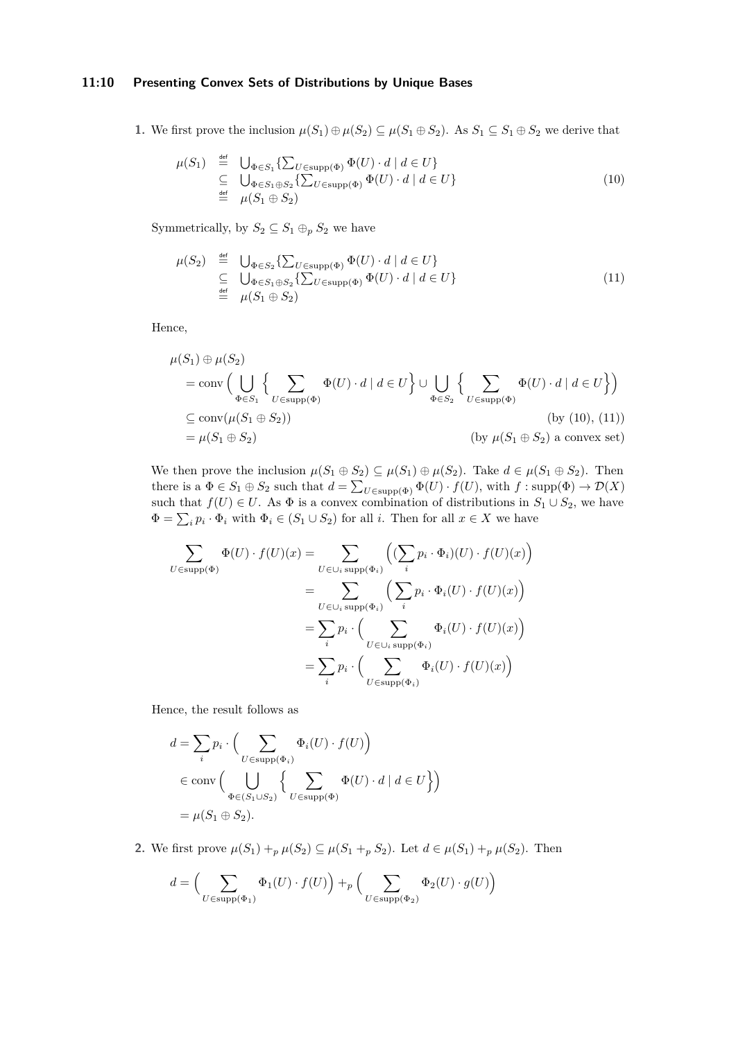**1.** We first prove the inclusion $\mu(S_1) \oplus \mu(S_2) \subseteq \mu(S_1 \oplus S_2)$. As $S_1 \subseteq S_1 \oplus S_2$ we derive that

$$\begin{array}{lll} \mu(S_1) & \stackrel{\mathsf{def}}{=} & \bigcup_{\Phi \in S_1} \{\sum_{U \in \mathrm{supp}(\Phi)} \Phi(U) \cdot d \mid d \in U\} \\ & \subseteq & \bigcup_{\Phi \in S_1 \oplus S_2} \{\sum_{U \in \mathrm{supp}(\Phi)} \Phi(U) \cdot d \mid d \in U\} \\ & \stackrel{\mathsf{def}}{=} & \mu(S_1 \oplus S_2) \end{array} \tag{10}$$

Symmetrically, by $S_2 \subseteq S_1 \oplus_p S_2$ we have

$$\begin{array}{lll} \mu(S_2) & \stackrel{\mathsf{def}}{=} & \bigcup_{\Phi \in S_2} \{\sum_{U \in \mathrm{supp}(\Phi)} \Phi(U) \cdot d \mid d \in U\} \\ & \subseteq & \bigcup_{\Phi \in S_1 \oplus S_2} \{\sum_{U \in \mathrm{supp}(\Phi)} \Phi(U) \cdot d \mid d \in U\} \\ & \stackrel{\mathsf{def}}{=} & \mu(S_1 \oplus S_2) \end{array} \tag{11}$$

Hence,

$$\begin{aligned} &\mu(S_1) \oplus \mu(S_2) \\ &\quad = \mathrm{conv}\Big(\bigcup_{\Phi \in S_1} \Big\{ \sum_{U \in \mathrm{supp}(\Phi)} \Phi(U) \cdot d \mid d \in U \Big\} \cup \bigcup_{\Phi \in S_2} \Big\{ \sum_{U \in \mathrm{supp}(\Phi)} \Phi(U) \cdot d \mid d \in U \Big\}\Big) \\ &\quad \subseteq \mathrm{conv}(\mu(S_1 \oplus S_2)) && \text{(by (10), (11))} \\ &\quad = \mu(S_1 \oplus S_2) && \text{(by } \mu(S_1 \oplus S_2) \text{ a convex set)} \end{aligned}$$

We then prove the inclusion $\mu(S_1 \oplus S_2) \subseteq \mu(S_1) \oplus \mu(S_2)$. Take $d \in \mu(S_1 \oplus S_2)$. Then there is a $\Phi \in S_1 \oplus S_2$ such that $d = \sum_{U \in \mathrm{supp}(\Phi)} \Phi(U) \cdot f(U)$, with $f : \mathrm{supp}(\Phi) \to \mathcal{D}(X)$ such that $f(U) \in U$. As $\Phi$ is a convex combination of distributions in $S_1 \cup S_2$, we have $\Phi = \sum_i p_i \cdot \Phi_i$ with $\Phi_i \in (S_1 \cup S_2)$ for all $i$. Then for all $x \in X$ we have

$$\begin{aligned} \sum_{U \in \mathrm{supp}(\Phi)} \Phi(U) \cdot f(U)(x) &= \sum_{U \in \cup_i \mathrm{supp}(\Phi_i)} \Big( (\sum_i p_i \cdot \Phi_i)(U) \cdot f(U)(x) \Big) \\ &= \sum_{U \in \cup_i \mathrm{supp}(\Phi_i)} \Big( \sum_i p_i \cdot \Phi_i(U) \cdot f(U)(x) \Big) \\ &= \sum_i p_i \cdot \Big( \sum_{U \in \cup_i \mathrm{supp}(\Phi_i)} \Phi_i(U) \cdot f(U)(x) \Big) \\ &= \sum_i p_i \cdot \Big( \sum_{U \in \mathrm{supp}(\Phi_i)} \Phi_i(U) \cdot f(U)(x) \Big) \end{aligned}$$

Hence, the result follows as

$$\begin{aligned} d &= \sum_i p_i \cdot \Big( \sum_{U \in \mathrm{supp}(\Phi_i)} \Phi_i(U) \cdot f(U) \Big) \\ &\in \mathrm{conv}\Big( \bigcup_{\Phi \in (S_1 \cup S_2)} \Big\{ \sum_{U \in \mathrm{supp}(\Phi)} \Phi(U) \cdot d \mid d \in U \Big\} \Big) \\ &= \mu(S_1 \oplus S_2). \end{aligned}$$

**2.** We first prove $\mu(S_1) +_p \mu(S_2) \subseteq \mu(S_1 +_p S_2)$. Let $d \in \mu(S_1) +_p \mu(S_2)$. Then

$$d = \Big( \sum_{U \in \mathrm{supp}(\Phi_1)} \Phi_1(U) \cdot f(U) \Big) +_p \Big( \sum_{U \in \mathrm{supp}(\Phi_2)} \Phi_2(U) \cdot g(U) \Big)$$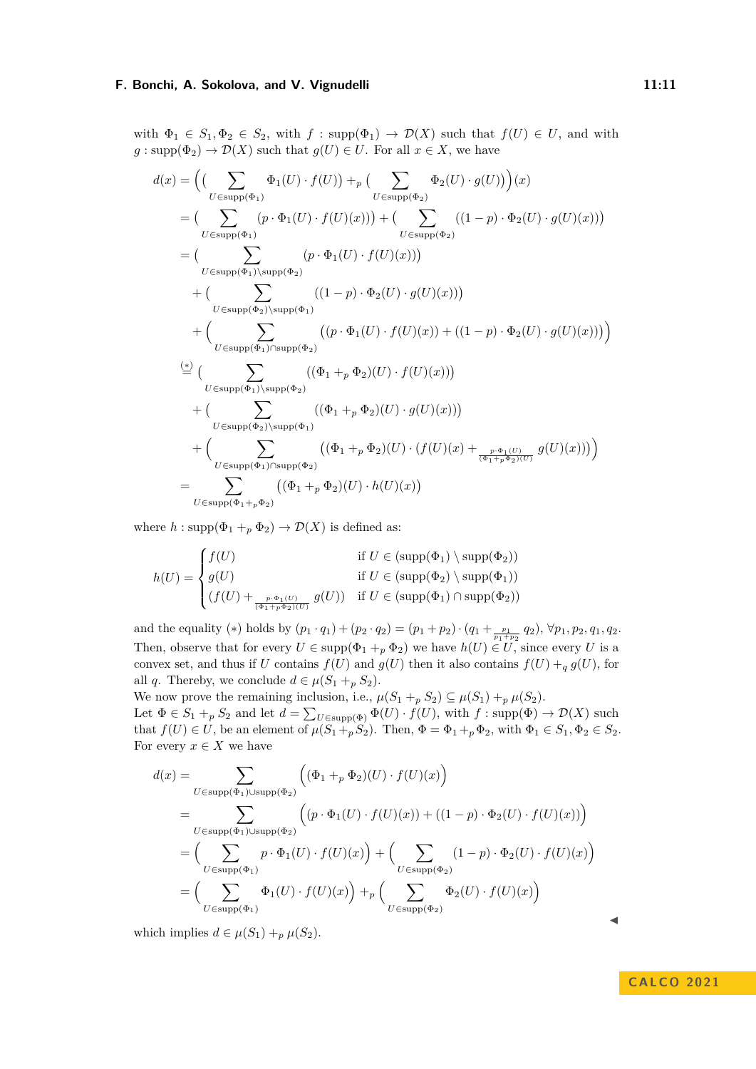with $\Phi_1 \in S_1, \Phi_2 \in S_2$, with $f : \mathrm{supp}(\Phi_1) \to \mathcal{D}(X)$ such that $f(U) \in U$, and with $g : \mathrm{supp}(\Phi_2) \to \mathcal{D}(X)$ such that $g(U) \in U$. For all $x \in X$, we have

$$
\begin{aligned}
d(x) &= \Big(\big(\sum_{U\in\mathrm{supp}(\Phi_1)} \Phi_1(U)\cdot f(U)\big) +_p \big(\sum_{U\in\mathrm{supp}(\Phi_2)} \Phi_2(U)\cdot g(U)\big)\Big)(x) \\
&= \big(\sum_{U\in\mathrm{supp}(\Phi_1)} (p\cdot\Phi_1(U)\cdot f(U)(x))\big) + \big(\sum_{U\in\mathrm{supp}(\Phi_2)} ((1-p)\cdot\Phi_2(U)\cdot g(U)(x))\big) \\
&= \big(\sum_{U\in\mathrm{supp}(\Phi_1)\setminus\mathrm{supp}(\Phi_2)} (p\cdot\Phi_1(U)\cdot f(U)(x))\big) \\
&\quad + \big(\sum_{U\in\mathrm{supp}(\Phi_2)\setminus\mathrm{supp}(\Phi_1)} ((1-p)\cdot\Phi_2(U)\cdot g(U)(x))\big) \\
&\quad + \Big(\sum_{U\in\mathrm{supp}(\Phi_1)\cap\mathrm{supp}(\Phi_2)} \big((p\cdot\Phi_1(U)\cdot f(U)(x)) + ((1-p)\cdot\Phi_2(U)\cdot g(U)(x))\big)\Big) \\
&\stackrel{(*)}{=} \big(\sum_{U\in\mathrm{supp}(\Phi_1)\setminus\mathrm{supp}(\Phi_2)} ((\Phi_1+_p\Phi_2)(U)\cdot f(U)(x))\big) \\
&\quad + \big(\sum_{U\in\mathrm{supp}(\Phi_2)\setminus\mathrm{supp}(\Phi_1)} ((\Phi_1+_p\Phi_2)(U)\cdot g(U)(x))\big) \\
&\quad + \Big(\sum_{U\in\mathrm{supp}(\Phi_1)\cap\mathrm{supp}(\Phi_2)} \big((\Phi_1+_p\Phi_2)(U)\cdot (f(U)(x) +_{\frac{p\cdot\Phi_1(U)}{(\Phi_1+_p\Phi_2)(U)}} g(U)(x))\big)\Big) \\
&= \sum_{U\in\mathrm{supp}(\Phi_1+_p\Phi_2)} \big((\Phi_1+_p\Phi_2)(U)\cdot h(U)(x)\big)
\end{aligned}
$$

where $h : \mathrm{supp}(\Phi_1 +_p \Phi_2) \to \mathcal{D}(X)$ is defined as:

$$
h(U) = \begin{cases} f(U) & \text{if } U \in (\mathrm{supp}(\Phi_1)\setminus\mathrm{supp}(\Phi_2)) \\ g(U) & \text{if } U \in (\mathrm{supp}(\Phi_2)\setminus\mathrm{supp}(\Phi_1)) \\ (f(U) +_{\frac{p\cdot\Phi_1(U)}{(\Phi_1+_p\Phi_2)(U)}} g(U)) & \text{if } U \in (\mathrm{supp}(\Phi_1)\cap\mathrm{supp}(\Phi_2)) \end{cases}
$$

and the equality $(*)$ holds by $(p_1\cdot q_1) + (p_2\cdot q_2) = (p_1+p_2)\cdot(q_1 +_{\frac{p_1}{p_1+p_2}} q_2)$, $\forall p_1, p_2, q_1, q_2$. Then, observe that for every $U \in \mathrm{supp}(\Phi_1 +_p \Phi_2)$ we have $h(U) \in U$, since every $U$ is a convex set, and thus if $U$ contains $f(U)$ and $g(U)$ then it also contains $f(U) +_q g(U)$, for all $q$. Thereby, we conclude $d \in \mu(S_1 +_p S_2)$.
We now prove the remaining inclusion, i.e., $\mu(S_1 +_p S_2) \subseteq \mu(S_1) +_p \mu(S_2)$.
Let $\Phi \in S_1 +_p S_2$ and let $d = \sum_{U\in\mathrm{supp}(\Phi)} \Phi(U)\cdot f(U)$, with $f : \mathrm{supp}(\Phi) \to \mathcal{D}(X)$ such that $f(U) \in U$, be an element of $\mu(S_1 +_p S_2)$. Then, $\Phi = \Phi_1 +_p \Phi_2$, with $\Phi_1 \in S_1, \Phi_2 \in S_2$. For every $x \in X$ we have

$$
\begin{aligned}
d(x) &= \sum_{U\in\mathrm{supp}(\Phi_1)\cup\mathrm{supp}(\Phi_2)} \Big((\Phi_1+_p\Phi_2)(U)\cdot f(U)(x)\Big) \\
&= \sum_{U\in\mathrm{supp}(\Phi_1)\cup\mathrm{supp}(\Phi_2)} \Big((p\cdot\Phi_1(U)\cdot f(U)(x)) + ((1-p)\cdot\Phi_2(U)\cdot f(U)(x))\Big) \\
&= \Big(\sum_{U\in\mathrm{supp}(\Phi_1)} p\cdot\Phi_1(U)\cdot f(U)(x)\Big) + \Big(\sum_{U\in\mathrm{supp}(\Phi_2)} (1-p)\cdot\Phi_2(U)\cdot f(U)(x)\Big) \\
&= \Big(\sum_{U\in\mathrm{supp}(\Phi_1)} \Phi_1(U)\cdot f(U)(x)\Big) +_p \Big(\sum_{U\in\mathrm{supp}(\Phi_2)} \Phi_2(U)\cdot f(U)(x)\Big)
\end{aligned}
$$

which implies $d \in \mu(S_1) +_p \mu(S_2)$. ◀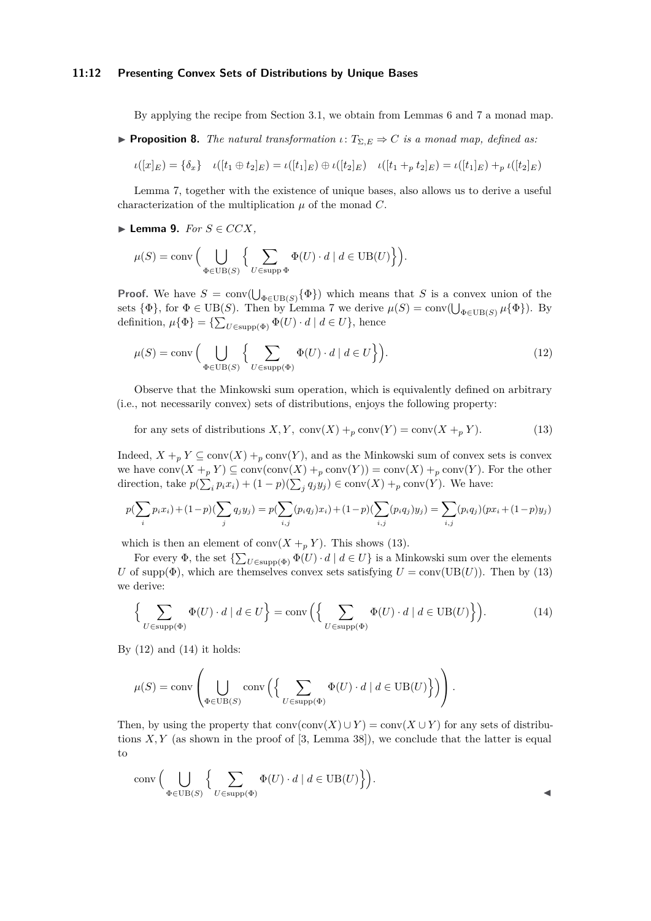By applying the recipe from Section 3.1, we obtain from Lemmas 6 and 7 a monad map.

▶ **Proposition 8.** *The natural transformation $\iota \colon T_{\Sigma,E} \Rightarrow C$ is a monad map, defined as:*

$$\iota([x]_E) = \{\delta_x\} \quad \iota([t_1 \oplus t_2]_E) = \iota([t_1]_E) \oplus \iota([t_2]_E) \quad \iota([t_1 +_p t_2]_E) = \iota([t_1]_E) +_p \iota([t_2]_E)$$

Lemma 7, together with the existence of unique bases, also allows us to derive a useful characterization of the multiplication $\mu$ of the monad $C$.

▶ **Lemma 9.** *For $S \in CCX$,*

$$\mu(S) = \operatorname{conv}\Big(\bigcup_{\Phi \in \mathrm{UB}(S)} \Big\{ \sum_{U \in \operatorname{supp}\Phi} \Phi(U) \cdot d \mid d \in \mathrm{UB}(U) \Big\}\Big).$$

**Proof.** We have $S = \operatorname{conv}(\bigcup_{\Phi \in \mathrm{UB}(S)} \{\Phi\})$ which means that $S$ is a convex union of the sets $\{\Phi\}$, for $\Phi \in \mathrm{UB}(S)$. Then by Lemma 7 we derive $\mu(S) = \operatorname{conv}(\bigcup_{\Phi \in \mathrm{UB}(S)} \mu\{\Phi\})$. By definition, $\mu\{\Phi\} = \{\sum_{U \in \operatorname{supp}(\Phi)} \Phi(U) \cdot d \mid d \in U\}$, hence

$$\mu(S) = \operatorname{conv}\Big(\bigcup_{\Phi \in \mathrm{UB}(S)} \Big\{ \sum_{U \in \operatorname{supp}(\Phi)} \Phi(U) \cdot d \mid d \in U \Big\}\Big). \tag{12}$$

Observe that the Minkowski sum operation, which is equivalently defined on arbitrary (i.e., not necessarily convex) sets of distributions, enjoys the following property:

$$\text{for any sets of distributions } X, Y, \ \operatorname{conv}(X) +_p \operatorname{conv}(Y) = \operatorname{conv}(X +_p Y). \tag{13}$$

Indeed, $X +_p Y \subseteq \operatorname{conv}(X) +_p \operatorname{conv}(Y)$, and as the Minkowski sum of convex sets is convex we have $\operatorname{conv}(X +_p Y) \subseteq \operatorname{conv}(\operatorname{conv}(X) +_p \operatorname{conv}(Y)) = \operatorname{conv}(X) +_p \operatorname{conv}(Y)$. For the other direction, take $p(\sum_i p_i x_i) + (1-p)(\sum_j q_j y_j) \in \operatorname{conv}(X) +_p \operatorname{conv}(Y)$. We have:

$$p(\sum_i p_i x_i) + (1-p)(\sum_j q_j y_j) = p(\sum_{i,j} (p_i q_j) x_i) + (1-p)(\sum_{i,j} (p_i q_j) y_j) = \sum_{i,j} (p_i q_j)(p x_i + (1-p) y_j)$$

which is then an element of $\operatorname{conv}(X +_p Y)$. This shows (13).

For every $\Phi$, the set $\{\sum_{U \in \operatorname{supp}(\Phi)} \Phi(U) \cdot d \mid d \in U\}$ is a Minkowski sum over the elements $U$ of $\operatorname{supp}(\Phi)$, which are themselves convex sets satisfying $U = \operatorname{conv}(\mathrm{UB}(U))$. Then by (13) we derive:

$$\Big\{ \sum_{U \in \operatorname{supp}(\Phi)} \Phi(U) \cdot d \mid d \in U \Big\} = \operatorname{conv}\Big(\Big\{ \sum_{U \in \operatorname{supp}(\Phi)} \Phi(U) \cdot d \mid d \in \mathrm{UB}(U) \Big\}\Big). \tag{14}$$

By (12) and (14) it holds:

$$\mu(S) = \operatorname{conv}\left( \bigcup_{\Phi \in \mathrm{UB}(S)} \operatorname{conv}\Big(\Big\{ \sum_{U \in \operatorname{supp}(\Phi)} \Phi(U) \cdot d \mid d \in \mathrm{UB}(U) \Big\}\Big) \right).$$

Then, by using the property that $\operatorname{conv}(\operatorname{conv}(X) \cup Y) = \operatorname{conv}(X \cup Y)$ for any sets of distributions $X, Y$ (as shown in the proof of [3, Lemma 38]), we conclude that the latter is equal to

$$\operatorname{conv}\Big(\bigcup_{\Phi \in \mathrm{UB}(S)} \Big\{ \sum_{U \in \operatorname{supp}(\Phi)} \Phi(U) \cdot d \mid d \in \mathrm{UB}(U) \Big\}\Big).$$

◀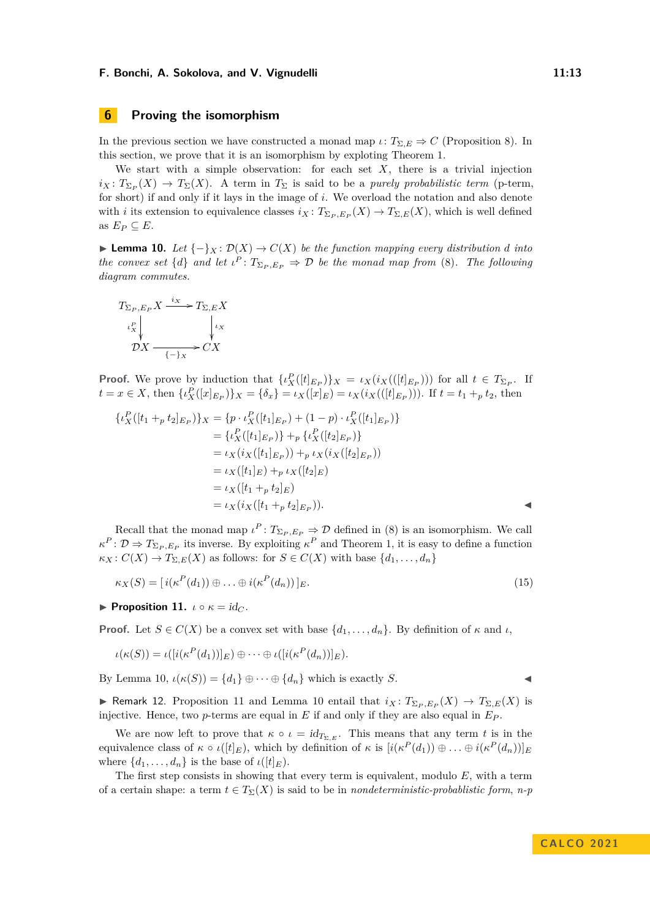## 6 Proving the isomorphism

In the previous section we have constructed a monad map $\iota \colon T_{\Sigma,E} \Rightarrow C$ (Proposition 8). In this section, we prove that it is an isomorphism by exploting Theorem 1.

We start with a simple observation: for each set $X$, there is a trivial injection $i_X \colon T_{\Sigma_P}(X) \to T_\Sigma(X)$. A term in $T_\Sigma$ is said to be a *purely probabilistic term* (p-term, for short) if and only if it lays in the image of $i$. We overload the notation and also denote with $i$ its extension to equivalence classes $i_X \colon T_{\Sigma_P,E_P}(X) \to T_{\Sigma,E}(X)$, which is well defined as $E_P \subseteq E$.

▶ **Lemma 10.** *Let $\{-\}_X \colon \mathcal{D}(X) \to C(X)$ be the function mapping every distribution $d$ into the convex set $\{d\}$ and let $\iota^P \colon T_{\Sigma_P,E_P} \Rightarrow \mathcal{D}$ be the monad map from (8). The following diagram commutes.*

$$
\begin{array}{ccc}
T_{\Sigma_P,E_P}X & \xrightarrow{\ i_X\ } & T_{\Sigma,E}X \\
\big\downarrow{\scriptstyle \iota^P_X} & & \big\downarrow{\scriptstyle \iota_X} \\
\mathcal{D}X & \xrightarrow[\{-\}_X]{} & CX
\end{array}
$$

**Proof.** We prove by induction that $\{\iota^P_X([t]_{E_P})\}_X = \iota_X(i_X(([t]_{E_P})))$ for all $t \in T_{\Sigma_P}$. If $t = x \in X$, then $\{\iota^P_X([x]_{E_P})\}_X = \{\delta_x\} = \iota_X([x]_E) = \iota_X(i_X(([t]_{E_P})))$. If $t = t_1 +_p t_2$, then

$$
\begin{aligned}
\{\iota^P_X([t_1 +_p t_2]_{E_P})\}_X &= \{p \cdot \iota^P_X([t_1]_{E_P}) + (1-p) \cdot \iota^P_X([t_1]_{E_P})\} \\
&= \{\iota^P_X([t_1]_{E_P})\} +_p \{\iota^P_X([t_2]_{E_P})\} \\
&= \iota_X(i_X([t_1]_{E_P})) +_p \iota_X(i_X([t_2]_{E_P})) \\
&= \iota_X([t_1]_E) +_p \iota_X([t_2]_E) \\
&= \iota_X([t_1 +_p t_2]_E) \\
&= \iota_X(i_X([t_1 +_p t_2]_{E_P})).
\end{aligned}
$$ ◀

Recall that the monad map $\iota^P \colon T_{\Sigma_P,E_P} \Rightarrow \mathcal{D}$ defined in (8) is an isomorphism. We call $\kappa^P \colon \mathcal{D} \Rightarrow T_{\Sigma_P,E_P}$ its inverse. By exploiting $\kappa^P$ and Theorem 1, it is easy to define a function $\kappa_X \colon C(X) \to T_{\Sigma,E}(X)$ as follows: for $S \in C(X)$ with base $\{d_1, \dots, d_n\}$

$$
\kappa_X(S) = [\, i(\kappa^P(d_1)) \oplus \ldots \oplus i(\kappa^P(d_n))\,]_E. \tag{15}
$$

▶ **Proposition 11.** $\iota \circ \kappa = id_C$.

**Proof.** Let $S \in C(X)$ be a convex set with base $\{d_1, \dots, d_n\}$. By definition of $\kappa$ and $\iota$,

$$
\iota(\kappa(S)) = \iota([i(\kappa^P(d_1))]_E) \oplus \cdots \oplus \iota([i(\kappa^P(d_n))]_E).
$$

By Lemma 10, $\iota(\kappa(S)) = \{d_1\} \oplus \cdots \oplus \{d_n\}$ which is exactly $S$. ◀

▶ Remark 12. Proposition 11 and Lemma 10 entail that $i_X \colon T_{\Sigma_P,E_P}(X) \to T_{\Sigma,E}(X)$ is injective. Hence, two $p$-terms are equal in $E$ if and only if they are also equal in $E_P$.

We are now left to prove that $\kappa \circ \iota = id_{T_{\Sigma,E}}$. This means that any term $t$ is in the equivalence class of $\kappa \circ \iota([t]_E)$, which by definition of $\kappa$ is $[i(\kappa^P(d_1)) \oplus \ldots \oplus i(\kappa^P(d_n))]_E$ where $\{d_1, \dots, d_n\}$ is the base of $\iota([t]_E)$.

The first step consists in showing that every term is equivalent, modulo $E$, with a term of a certain shape: a term $t \in T_\Sigma(X)$ is said to be in *nondeterministic-probablistic form*, *n-p*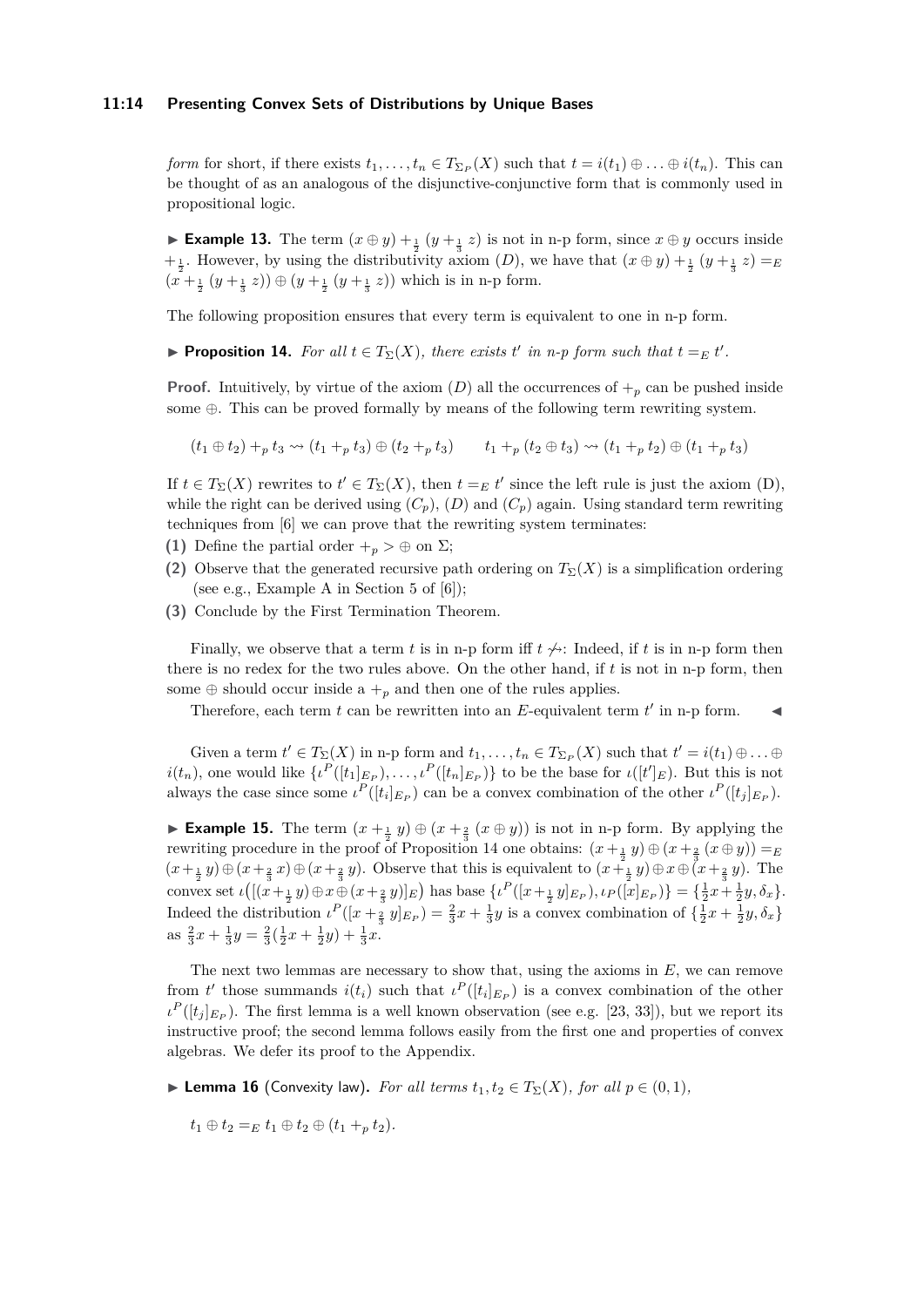*form* for short, if there exists $t_1, \ldots, t_n \in T_{\Sigma_P}(X)$ such that $t = i(t_1) \oplus \ldots \oplus i(t_n)$. This can be thought of as an analogous of the disjunctive-conjunctive form that is commonly used in propositional logic.

▶ **Example 13.** The term $(x \oplus y) +_{\frac{1}{2}} (y +_{\frac{1}{3}} z)$ is not in n-p form, since $x \oplus y$ occurs inside $+_{\frac{1}{2}}$. However, by using the distributivity axiom $(D)$, we have that $(x \oplus y) +_{\frac{1}{2}} (y +_{\frac{1}{3}} z) =_E (x +_{\frac{1}{2}} (y +_{\frac{1}{3}} z)) \oplus (y +_{\frac{1}{2}} (y +_{\frac{1}{3}} z))$ which is in n-p form.

The following proposition ensures that every term is equivalent to one in n-p form.

▶ **Proposition 14.** *For all $t \in T_\Sigma(X)$, there exists $t'$ in n-p form such that $t =_E t'$.*

**Proof.** Intuitively, by virtue of the axiom $(D)$ all the occurrences of $+_p$ can be pushed inside some $\oplus$. This can be proved formally by means of the following term rewriting system.

$$(t_1 \oplus t_2) +_p t_3 \rightsquigarrow (t_1 +_p t_3) \oplus (t_2 +_p t_3) \qquad t_1 +_p (t_2 \oplus t_3) \rightsquigarrow (t_1 +_p t_2) \oplus (t_1 +_p t_3)$$

If $t \in T_\Sigma(X)$ rewrites to $t' \in T_\Sigma(X)$, then $t =_E t'$ since the left rule is just the axiom (D), while the right can be derived using $(C_p)$, $(D)$ and $(C_p)$ again. Using standard term rewriting techniques from [6] we can prove that the rewriting system terminates:

**(1)** Define the partial order $+_p > \oplus$ on $\Sigma$;

**(2)** Observe that the generated recursive path ordering on $T_\Sigma(X)$ is a simplification ordering (see e.g., Example A in Section 5 of [6]);

**(3)** Conclude by the First Termination Theorem.

Finally, we observe that a term $t$ is in n-p form iff $t \not\rightsquigarrow$: Indeed, if $t$ is in n-p form then there is no redex for the two rules above. On the other hand, if $t$ is not in n-p form, then some $\oplus$ should occur inside a $+_p$ and then one of the rules applies.

Therefore, each term $t$ can be rewritten into an $E$-equivalent term $t'$ in n-p form. ◀

Given a term $t' \in T_\Sigma(X)$ in n-p form and $t_1, \ldots, t_n \in T_{\Sigma_P}(X)$ such that $t' = i(t_1) \oplus \ldots \oplus i(t_n)$, one would like $\{\iota^P([t_1]_{E_P}), \ldots, \iota^P([t_n]_{E_P})\}$ to be the base for $\iota([t']_E)$. But this is not always the case since some $\iota^P([t_i]_{E_P})$ can be a convex combination of the other $\iota^P([t_j]_{E_P})$.

▶ **Example 15.** The term $(x +_{\frac{1}{2}} y) \oplus (x +_{\frac{2}{3}} (x \oplus y))$ is not in n-p form. By applying the rewriting procedure in the proof of Proposition 14 one obtains: $(x +_{\frac{1}{2}} y) \oplus (x +_{\frac{2}{3}} (x \oplus y)) =_E (x +_{\frac{1}{2}} y) \oplus (x +_{\frac{2}{3}} x) \oplus (x +_{\frac{2}{3}} y)$. Observe that this is equivalent to $(x +_{\frac{1}{2}} y) \oplus x \oplus (x +_{\frac{2}{3}} y)$. The convex set $\iota\big([(x +_{\frac{1}{2}} y) \oplus x \oplus (x +_{\frac{2}{3}} y)]_E\big)$ has base $\{\iota^P([x +_{\frac{1}{2}} y]_{E_P}), \iota_P([x]_{E_P})\} = \{\frac{1}{2}x + \frac{1}{2}y, \delta_x\}$. Indeed the distribution $\iota^P([x +_{\frac{2}{3}} y]_{E_P}) = \frac{2}{3}x + \frac{1}{3}y$ is a convex combination of $\{\frac{1}{2}x + \frac{1}{2}y, \delta_x\}$ as $\frac{2}{3}x + \frac{1}{3}y = \frac{2}{3}(\frac{1}{2}x + \frac{1}{2}y) + \frac{1}{3}x$.

The next two lemmas are necessary to show that, using the axioms in $E$, we can remove from $t'$ those summands $i(t_i)$ such that $\iota^P([t_i]_{E_P})$ is a convex combination of the other $\iota^P([t_j]_{E_P})$. The first lemma is a well known observation (see e.g. [23, 33]), but we report its instructive proof; the second lemma follows easily from the first one and properties of convex algebras. We defer its proof to the Appendix.

▶ **Lemma 16** (Convexity law)**.** *For all terms $t_1, t_2 \in T_\Sigma(X)$, for all $p \in (0, 1)$,*

$$t_1 \oplus t_2 =_E t_1 \oplus t_2 \oplus (t_1 +_p t_2).$$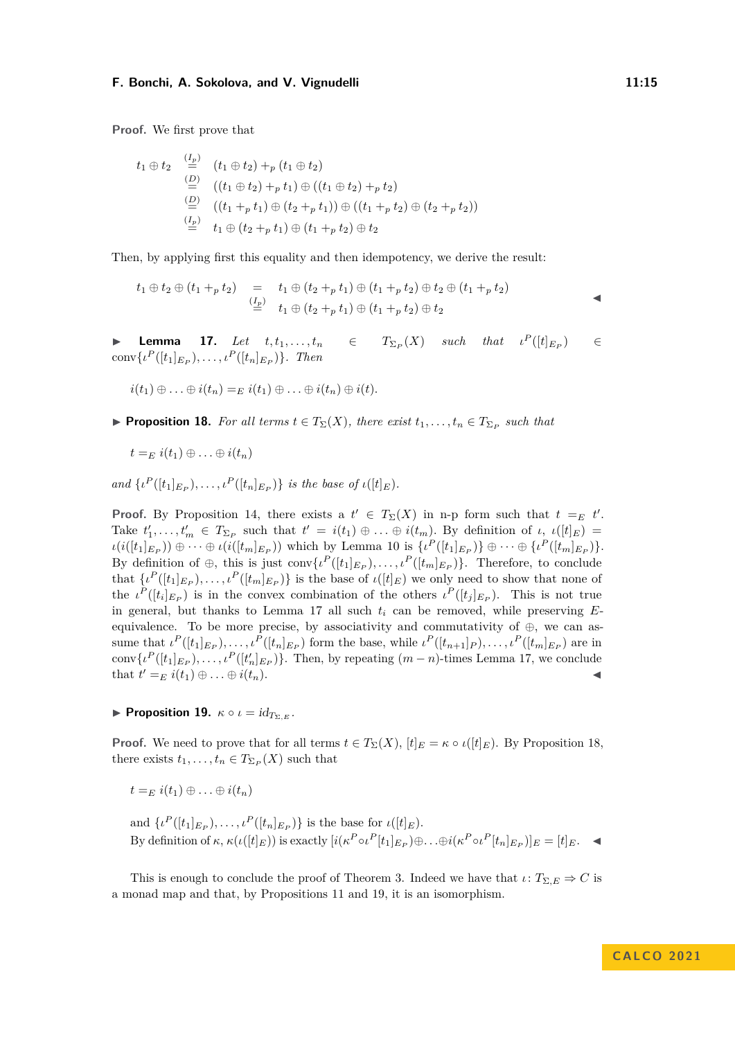**Proof.** We first prove that

$$
\begin{aligned}
t_1 \oplus t_2 &\overset{(I_p)}{=} (t_1 \oplus t_2) +_p (t_1 \oplus t_2) \\
&\overset{(D)}{=} ((t_1 \oplus t_2) +_p t_1) \oplus ((t_1 \oplus t_2) +_p t_2) \\
&\overset{(D)}{=} ((t_1 +_p t_1) \oplus (t_2 +_p t_1)) \oplus ((t_1 +_p t_2) \oplus (t_2 +_p t_2)) \\
&\overset{(I_p)}{=} t_1 \oplus (t_2 +_p t_1) \oplus (t_1 +_p t_2) \oplus t_2
\end{aligned}
$$

Then, by applying first this equality and then idempotency, we derive the result:

$$
\begin{aligned}
t_1 \oplus t_2 \oplus (t_1 +_p t_2) &= t_1 \oplus (t_2 +_p t_1) \oplus (t_1 +_p t_2) \oplus t_2 \oplus (t_1 +_p t_2) \\
&\overset{(I_p)}{=} t_1 \oplus (t_2 +_p t_1) \oplus (t_1 +_p t_2) \oplus t_2
\end{aligned}
$$

◀

▶ **Lemma 17.** *Let $t, t_1, \dots, t_n \in T_{\Sigma_P}(X)$ such that $\iota^P([t]_{E_P}) \in \mathrm{conv}\{\iota^P([t_1]_{E_P}), \dots, \iota^P([t_n]_{E_P})\}$. Then*

$$
i(t_1) \oplus \ldots \oplus i(t_n) =_E i(t_1) \oplus \ldots \oplus i(t_n) \oplus i(t).
$$

▶ **Proposition 18.** *For all terms $t \in T_\Sigma(X)$, there exist $t_1, \dots, t_n \in T_{\Sigma_P}$ such that*

$$
t =_E i(t_1) \oplus \ldots \oplus i(t_n)
$$

*and $\{\iota^P([t_1]_{E_P}), \dots, \iota^P([t_n]_{E_P})\}$ is the base of $\iota([t]_E)$.*

**Proof.** By Proposition 14, there exists a $t' \in T_\Sigma(X)$ in n-p form such that $t =_E t'$. Take $t'_1, \dots, t'_m \in T_{\Sigma_P}$ such that $t' = i(t_1) \oplus \ldots \oplus i(t_m)$. By definition of $\iota$, $\iota([t]_E) = \iota(i([t_1]_{E_P})) \oplus \cdots \oplus \iota(i([t_m]_{E_P}))$ which by Lemma 10 is $\{\iota^P([t_1]_{E_P})\} \oplus \cdots \oplus \{\iota^P([t_m]_{E_P})\}$. By definition of $\oplus$, this is just $\mathrm{conv}\{\iota^P([t_1]_{E_P}), \dots, \iota^P([t_m]_{E_P})\}$. Therefore, to conclude that $\{\iota^P([t_1]_{E_P}), \dots, \iota^P([t_m]_{E_P})\}$ is the base of $\iota([t]_E)$ we only need to show that none of the $\iota^P([t_i]_{E_P})$ is in the convex combination of the others $\iota^P([t_j]_{E_P})$. This is not true in general, but thanks to Lemma 17 all such $t_i$ can be removed, while preserving $E$-equivalence. To be more precise, by associativity and commutativity of $\oplus$, we can assume that $\iota^P([t_1]_{E_P}), \dots, \iota^P([t_n]_{E_P})$ form the base, while $\iota^P([t_{n+1}]_P), \dots, \iota^P([t_m]_{E_P})$ are in $\mathrm{conv}\{\iota^P([t_1]_{E_P}), \dots, \iota^P([t'_n]_{E_P})\}$. Then, by repeating $(m-n)$-times Lemma 17, we conclude that $t' =_E i(t_1) \oplus \ldots \oplus i(t_n)$. ◀

▶ **Proposition 19.** *$\kappa \circ \iota = id_{T_{\Sigma,E}}$.*

**Proof.** We need to prove that for all terms $t \in T_\Sigma(X)$, $[t]_E = \kappa \circ \iota([t]_E)$. By Proposition 18, there exists $t_1, \dots, t_n \in T_{\Sigma_P}(X)$ such that

$$
t =_E i(t_1) \oplus \ldots \oplus i(t_n)
$$

and $\{\iota^P([t_1]_{E_P}), \dots, \iota^P([t_n]_{E_P})\}$ is the base for $\iota([t]_E)$.

By definition of $\kappa$, $\kappa(\iota([t]_E))$ is exactly $[i(\kappa^P \circ \iota^P [t_1]_{E_P}) \oplus \ldots \oplus i(\kappa^P \circ \iota^P [t_n]_{E_P})]_E = [t]_E$. ◀

This is enough to conclude the proof of Theorem 3. Indeed we have that $\iota \colon T_{\Sigma,E} \Rightarrow C$ is a monad map and that, by Propositions 11 and 19, it is an isomorphism.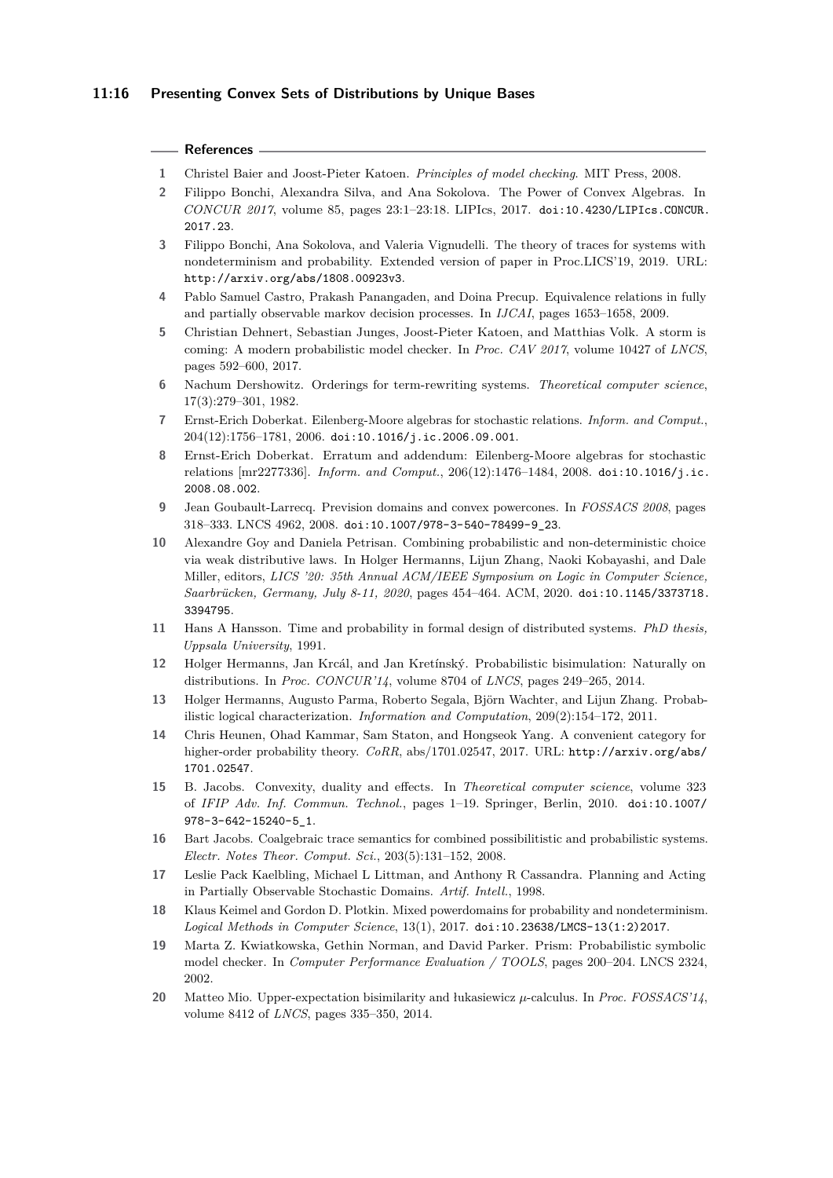## References

1. Christel Baier and Joost-Pieter Katoen. *Principles of model checking*. MIT Press, 2008.
2. Filippo Bonchi, Alexandra Silva, and Ana Sokolova. The Power of Convex Algebras. In *CONCUR 2017*, volume 85, pages 23:1–23:18. LIPIcs, 2017. doi:10.4230/LIPIcs.CONCUR.2017.23.
3. Filippo Bonchi, Ana Sokolova, and Valeria Vignudelli. The theory of traces for systems with nondeterminism and probability. Extended version of paper in Proc.LICS'19, 2019. URL: http://arxiv.org/abs/1808.00923v3.
4. Pablo Samuel Castro, Prakash Panangaden, and Doina Precup. Equivalence relations in fully and partially observable markov decision processes. In *IJCAI*, pages 1653–1658, 2009.
5. Christian Dehnert, Sebastian Junges, Joost-Pieter Katoen, and Matthias Volk. A storm is coming: A modern probabilistic model checker. In *Proc. CAV 2017*, volume 10427 of *LNCS*, pages 592–600, 2017.
6. Nachum Dershowitz. Orderings for term-rewriting systems. *Theoretical computer science*, 17(3):279–301, 1982.
7. Ernst-Erich Doberkat. Eilenberg-Moore algebras for stochastic relations. *Inform. and Comput.*, 204(12):1756–1781, 2006. doi:10.1016/j.ic.2006.09.001.
8. Ernst-Erich Doberkat. Erratum and addendum: Eilenberg-Moore algebras for stochastic relations [mr2277336]. *Inform. and Comput.*, 206(12):1476–1484, 2008. doi:10.1016/j.ic.2008.08.002.
9. Jean Goubault-Larrecq. Prevision domains and convex powercones. In *FOSSACS 2008*, pages 318–333. LNCS 4962, 2008. doi:10.1007/978-3-540-78499-9_23.
10. Alexandre Goy and Daniela Petrisan. Combining probabilistic and non-deterministic choice via weak distributive laws. In Holger Hermanns, Lijun Zhang, Naoki Kobayashi, and Dale Miller, editors, *LICS '20: 35th Annual ACM/IEEE Symposium on Logic in Computer Science, Saarbrücken, Germany, July 8-11, 2020*, pages 454–464. ACM, 2020. doi:10.1145/3373718.3394795.
11. Hans A Hansson. Time and probability in formal design of distributed systems. *PhD thesis, Uppsala University*, 1991.
12. Holger Hermanns, Jan Krcál, and Jan Kretínský. Probabilistic bisimulation: Naturally on distributions. In *Proc. CONCUR'14*, volume 8704 of *LNCS*, pages 249–265, 2014.
13. Holger Hermanns, Augusto Parma, Roberto Segala, Björn Wachter, and Lijun Zhang. Probabilistic logical characterization. *Information and Computation*, 209(2):154–172, 2011.
14. Chris Heunen, Ohad Kammar, Sam Staton, and Hongseok Yang. A convenient category for higher-order probability theory. *CoRR*, abs/1701.02547, 2017. URL: http://arxiv.org/abs/1701.02547.
15. B. Jacobs. Convexity, duality and effects. In *Theoretical computer science*, volume 323 of *IFIP Adv. Inf. Commun. Technol.*, pages 1–19. Springer, Berlin, 2010. doi:10.1007/978-3-642-15240-5_1.
16. Bart Jacobs. Coalgebraic trace semantics for combined possibilitistic and probabilistic systems. *Electr. Notes Theor. Comput. Sci.*, 203(5):131–152, 2008.
17. Leslie Pack Kaelbling, Michael L Littman, and Anthony R Cassandra. Planning and Acting in Partially Observable Stochastic Domains. *Artif. Intell.*, 1998.
18. Klaus Keimel and Gordon D. Plotkin. Mixed powerdomains for probability and nondeterminism. *Logical Methods in Computer Science*, 13(1), 2017. doi:10.23638/LMCS-13(1:2)2017.
19. Marta Z. Kwiatkowska, Gethin Norman, and David Parker. Prism: Probabilistic symbolic model checker. In *Computer Performance Evaluation / TOOLS*, pages 200–204. LNCS 2324, 2002.
20. Matteo Mio. Upper-expectation bisimilarity and łukasiewicz $\mu$-calculus. In *Proc. FOSSACS'14*, volume 8412 of *LNCS*, pages 335–350, 2014.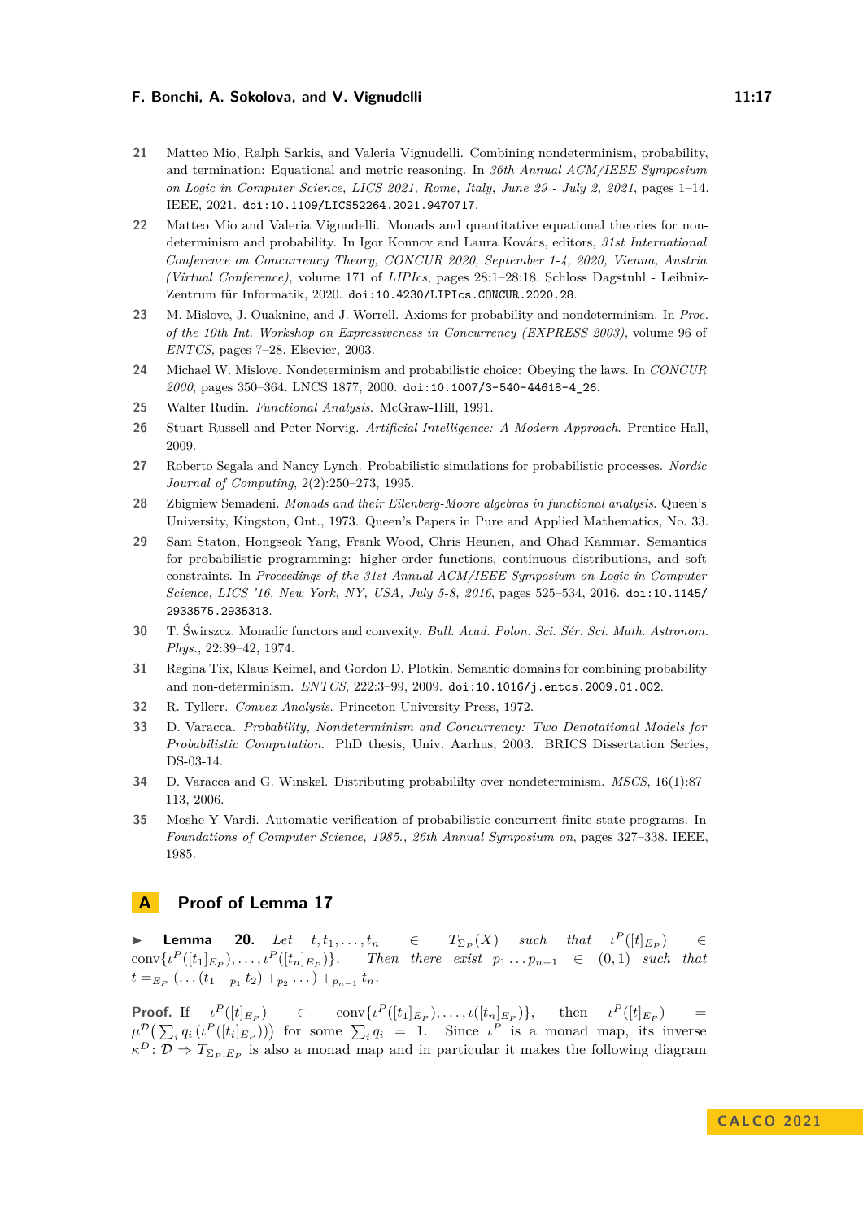21 Matteo Mio, Ralph Sarkis, and Valeria Vignudelli. Combining nondeterminism, probability, and termination: Equational and metric reasoning. In *36th Annual ACM/IEEE Symposium on Logic in Computer Science, LICS 2021, Rome, Italy, June 29 - July 2, 2021*, pages 1–14. IEEE, 2021. doi:10.1109/LICS52264.2021.9470717.

22 Matteo Mio and Valeria Vignudelli. Monads and quantitative equational theories for nondeterminism and probability. In Igor Konnov and Laura Kovács, editors, *31st International Conference on Concurrency Theory, CONCUR 2020, September 1-4, 2020, Vienna, Austria (Virtual Conference)*, volume 171 of *LIPIcs*, pages 28:1–28:18. Schloss Dagstuhl - Leibniz-Zentrum für Informatik, 2020. doi:10.4230/LIPIcs.CONCUR.2020.28.

23 M. Mislove, J. Ouaknine, and J. Worrell. Axioms for probability and nondeterminism. In *Proc. of the 10th Int. Workshop on Expressiveness in Concurrency (EXPRESS 2003)*, volume 96 of *ENTCS*, pages 7–28. Elsevier, 2003.

24 Michael W. Mislove. Nondeterminism and probabilistic choice: Obeying the laws. In *CONCUR 2000*, pages 350–364. LNCS 1877, 2000. doi:10.1007/3-540-44618-4_26.

25 Walter Rudin. *Functional Analysis*. McGraw-Hill, 1991.

26 Stuart Russell and Peter Norvig. *Artificial Intelligence: A Modern Approach*. Prentice Hall, 2009.

27 Roberto Segala and Nancy Lynch. Probabilistic simulations for probabilistic processes. *Nordic Journal of Computing*, 2(2):250–273, 1995.

28 Zbigniew Semadeni. *Monads and their Eilenberg-Moore algebras in functional analysis*. Queen's University, Kingston, Ont., 1973. Queen's Papers in Pure and Applied Mathematics, No. 33.

29 Sam Staton, Hongseok Yang, Frank Wood, Chris Heunen, and Ohad Kammar. Semantics for probabilistic programming: higher-order functions, continuous distributions, and soft constraints. In *Proceedings of the 31st Annual ACM/IEEE Symposium on Logic in Computer Science, LICS '16, New York, NY, USA, July 5-8, 2016*, pages 525–534, 2016. doi:10.1145/2933575.2935313.

30 T. Świrszcz. Monadic functors and convexity. *Bull. Acad. Polon. Sci. Sér. Sci. Math. Astronom. Phys.*, 22:39–42, 1974.

31 Regina Tix, Klaus Keimel, and Gordon D. Plotkin. Semantic domains for combining probability and non-determinism. *ENTCS*, 222:3–99, 2009. doi:10.1016/j.entcs.2009.01.002.

32 R. Tyllerr. *Convex Analysis*. Princeton University Press, 1972.

33 D. Varacca. *Probability, Nondeterminism and Concurrency: Two Denotational Models for Probabilistic Computation*. PhD thesis, Univ. Aarhus, 2003. BRICS Dissertation Series, DS-03-14.

34 D. Varacca and G. Winskel. Distributing probabililty over nondeterminism. *MSCS*, 16(1):87–113, 2006.

35 Moshe Y Vardi. Automatic verification of probabilistic concurrent finite state programs. In *Foundations of Computer Science, 1985., 26th Annual Symposium on*, pages 327–338. IEEE, 1985.

# A Proof of Lemma 17

▶ **Lemma 20.** *Let* $t, t_1, \dots, t_n \in T_{\Sigma_P}(X)$ *such that* $\iota^P([t]_{E_P}) \in \mathrm{conv}\{\iota^P([t_1]_{E_P}), \dots, \iota^P([t_n]_{E_P})\}$*. Then there exist* $p_1 \dots p_{n-1} \in (0,1)$ *such that* $t =_{E_P} (\dots(t_1 +_{p_1} t_2) +_{p_2} \dots) +_{p_{n-1}} t_n$*.*

**Proof.** If $\iota^P([t]_{E_P}) \in \mathrm{conv}\{\iota^P([t_1]_{E_P}), \dots, \iota([t_n]_{E_P})\}$, then $\iota^P([t]_{E_P}) = \mu^{\mathcal{D}}\big(\sum_i q_i\,(\iota^P([t_i]_{E_P}))\big)$ for some $\sum_i q_i = 1$. Since $\iota^P$ is a monad map, its inverse $\kappa^D \colon \mathcal{D} \Rightarrow T_{\Sigma_P, E_P}$ is also a monad map and in particular it makes the following diagram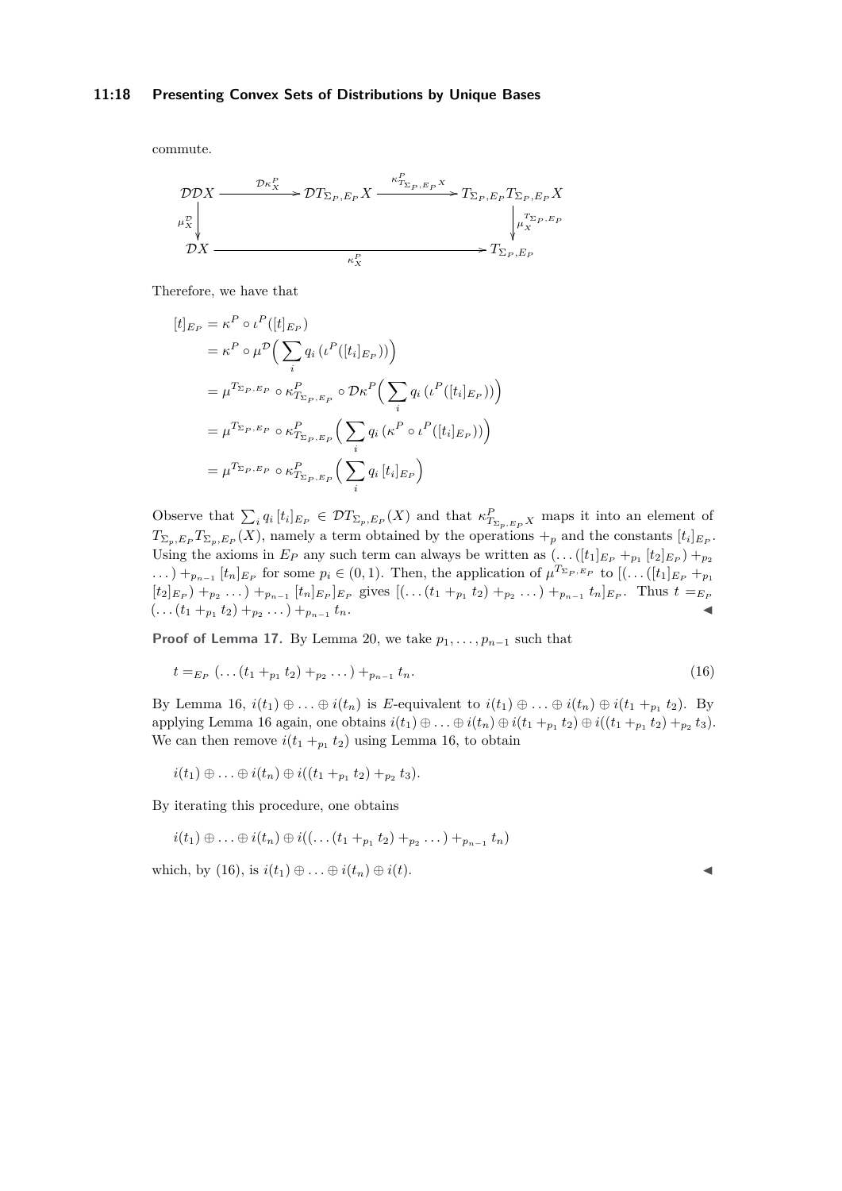commute.

$$
\begin{array}{ccccc}
\mathcal{D}\mathcal{D}X & \xrightarrow{\mathcal{D}\kappa^P_X} & \mathcal{D}T_{\Sigma_P,E_P}X & \xrightarrow{\kappa^P_{T_{\Sigma_P,E_P}X}} & T_{\Sigma_P,E_P}T_{\Sigma_P,E_P}X \\
\Big\downarrow{\scriptstyle \mu^{\mathcal{D}}_X} & & & & \Big\downarrow{\scriptstyle \mu^{T_{\Sigma_P,E_P}}_X} \\
\mathcal{D}X & & \xrightarrow[\kappa^P_X]{} & & T_{\Sigma_P,E_P}
\end{array}
$$

Therefore, we have that

$$
\begin{aligned}
[t]_{E_P} &= \kappa^P \circ \iota^P([t]_{E_P}) \\
&= \kappa^P \circ \mu^{\mathcal{D}}\Big( \sum_i q_i \, (\iota^P([t_i]_{E_P})) \Big) \\
&= \mu^{T_{\Sigma_P,E_P}} \circ \kappa^P_{T_{\Sigma_P,E_P}} \circ \mathcal{D}\kappa^P \Big( \sum_i q_i \, (\iota^P([t_i]_{E_P})) \Big) \\
&= \mu^{T_{\Sigma_P,E_P}} \circ \kappa^P_{T_{\Sigma_P,E_P}} \Big( \sum_i q_i \, (\kappa^P \circ \iota^P([t_i]_{E_P})) \Big) \\
&= \mu^{T_{\Sigma_P,E_P}} \circ \kappa^P_{T_{\Sigma_P,E_P}} \Big( \sum_i q_i \, [t_i]_{E_P} \Big)
\end{aligned}
$$

Observe that $\sum_i q_i \, [t_i]_{E_P} \in \mathcal{D}T_{\Sigma_p,E_P}(X)$ and that $\kappa^P_{T_{\Sigma_p,E_P}X}$ maps it into an element of $T_{\Sigma_p,E_P}T_{\Sigma_p,E_P}(X)$, namely a term obtained by the operations $+_p$ and the constants $[t_i]_{E_P}$. Using the axioms in $E_P$ any such term can always be written as $(\dots([t_1]_{E_P} +_{p_1} [t_2]_{E_P}) +_{p_2} \dots) +_{p_{n-1}} [t_n]_{E_P}$ for some $p_i \in (0,1)$. Then, the application of $\mu^{T_{\Sigma_P,E_P}}$ to $[(\dots([t_1]_{E_P} +_{p_1} [t_2]_{E_P}) +_{p_2} \dots) +_{p_{n-1}} [t_n]_{E_P}]_{E_P}$ gives $[(\dots(t_1 +_{p_1} t_2) +_{p_2} \dots) +_{p_{n-1}} t_n]_{E_P}$. Thus $t =_{E_P} (\dots(t_1 +_{p_1} t_2) +_{p_2} \dots) +_{p_{n-1}} t_n$. ◀

**Proof of Lemma 17.** By Lemma 20, we take $p_1, \dots, p_{n-1}$ such that

$$
t =_{E_P} (\dots(t_1 +_{p_1} t_2) +_{p_2} \dots) +_{p_{n-1}} t_n. \tag{16}
$$

By Lemma 16, $i(t_1) \oplus \dots \oplus i(t_n)$ is $E$-equivalent to $i(t_1) \oplus \dots \oplus i(t_n) \oplus i(t_1 +_{p_1} t_2)$. By applying Lemma 16 again, one obtains $i(t_1) \oplus \dots \oplus i(t_n) \oplus i(t_1 +_{p_1} t_2) \oplus i((t_1 +_{p_1} t_2) +_{p_2} t_3)$. We can then remove $i(t_1 +_{p_1} t_2)$ using Lemma 16, to obtain

$$
i(t_1) \oplus \dots \oplus i(t_n) \oplus i((t_1 +_{p_1} t_2) +_{p_2} t_3).
$$

By iterating this procedure, one obtains

$$
i(t_1) \oplus \dots \oplus i(t_n) \oplus i((\dots(t_1 +_{p_1} t_2) +_{p_2} \dots) +_{p_{n-1}} t_n)
$$

which, by (16), is $i(t_1) \oplus \dots \oplus i(t_n) \oplus i(t)$. ◀